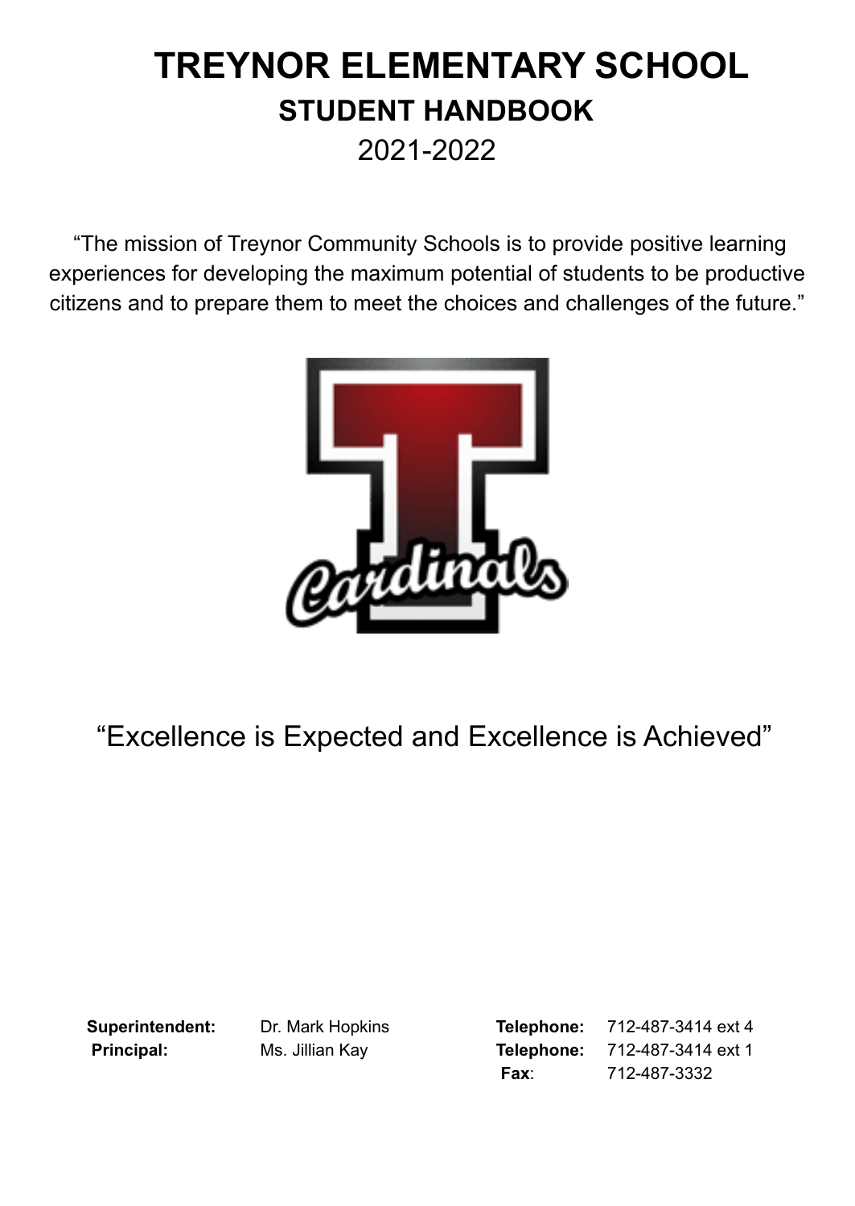# TREYNOR ELEMENTARY SCHOOL

## STUDENT HANDBOOK

2021-2022

"The mission of Treynor Community Schools is to provide positive learning experiences for developing the maximum potential of students to be productive citizens and to prepare them to meet the choices and challenges of the future."

"Excellence is Expected and Excellence is Achieved"

| | | | |
|---|---|---|---|
| **Superintendent:** | Dr. Mark Hopkins | **Telephone:** | 712-487-3414 ext 4 |
| **Principal:** | Ms. Jillian Kay | **Telephone:** | 712-487-3414 ext 1 |
| | | **Fax**: | 712-487-3332 |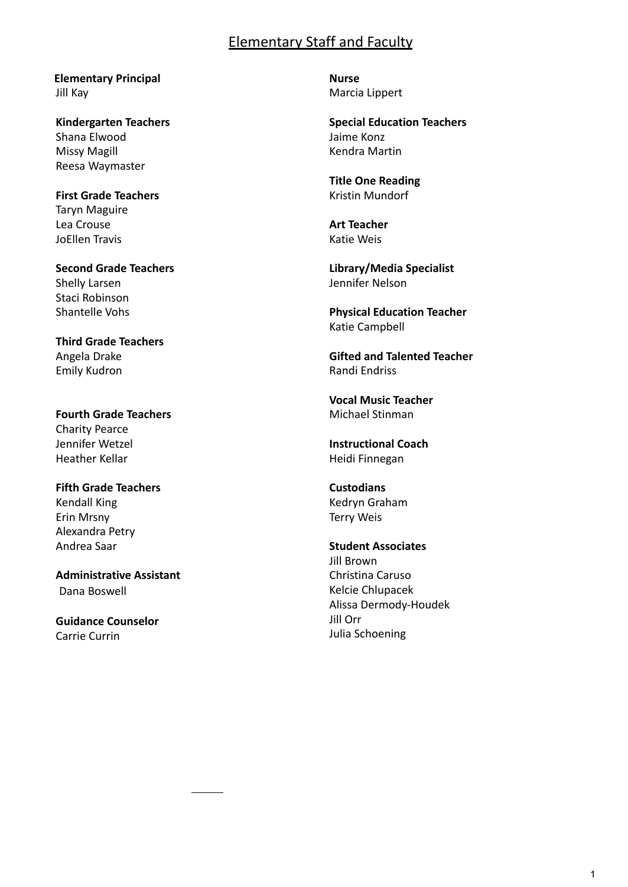# Elementary Staff and Faculty

**Elementary Principal**
Jill Kay

**Kindergarten Teachers**
Shana Elwood
Missy Magill
Reesa Waymaster

**First Grade Teachers**
Taryn Maguire
Lea Crouse
JoEllen Travis

**Second Grade Teachers**
Shelly Larsen
Staci Robinson
Shantelle Vohs

**Third Grade Teachers**
Angela Drake
Emily Kudron

**Fourth Grade Teachers**
Charity Pearce
Jennifer Wetzel
Heather Kellar

**Fifth Grade Teachers**
Kendall King
Erin Mrsny
Alexandra Petry
Andrea Saar

**Administrative Assistant**
Dana Boswell

**Guidance Counselor**
Carrie Currin

**Nurse**
Marcia Lippert

**Special Education Teachers**
Jaime Konz
Kendra Martin

**Title One Reading**
Kristin Mundorf

**Art Teacher**
Katie Weis

**Library/Media Specialist**
Jennifer Nelson

**Physical Education Teacher**
Katie Campbell

**Gifted and Talented Teacher**
Randi Endriss

**Vocal Music Teacher**
Michael Stinman

**Instructional Coach**
Heidi Finnegan

**Custodians**
Kedryn Graham
Terry Weis

**Student Associates**
Jill Brown
Christina Caruso
Kelcie Chlupacek
Alissa Dermody-Houdek
Jill Orr
Julia Schoening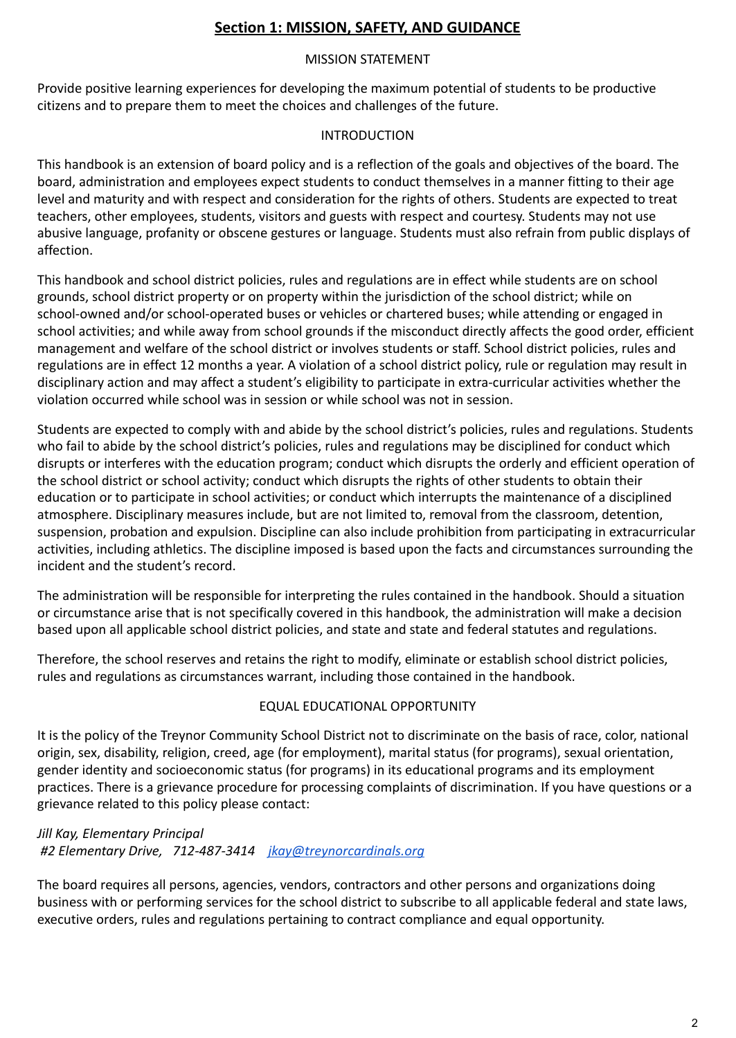## **Section 1: MISSION, SAFETY, AND GUIDANCE**

### MISSION STATEMENT

Provide positive learning experiences for developing the maximum potential of students to be productive citizens and to prepare them to meet the choices and challenges of the future.

### INTRODUCTION

This handbook is an extension of board policy and is a reflection of the goals and objectives of the board. The board, administration and employees expect students to conduct themselves in a manner fitting to their age level and maturity and with respect and consideration for the rights of others. Students are expected to treat teachers, other employees, students, visitors and guests with respect and courtesy. Students may not use abusive language, profanity or obscene gestures or language. Students must also refrain from public displays of affection.

This handbook and school district policies, rules and regulations are in effect while students are on school grounds, school district property or on property within the jurisdiction of the school district; while on school-owned and/or school-operated buses or vehicles or chartered buses; while attending or engaged in school activities; and while away from school grounds if the misconduct directly affects the good order, efficient management and welfare of the school district or involves students or staff. School district policies, rules and regulations are in effect 12 months a year. A violation of a school district policy, rule or regulation may result in disciplinary action and may affect a student's eligibility to participate in extra-curricular activities whether the violation occurred while school was in session or while school was not in session.

Students are expected to comply with and abide by the school district's policies, rules and regulations. Students who fail to abide by the school district's policies, rules and regulations may be disciplined for conduct which disrupts or interferes with the education program; conduct which disrupts the orderly and efficient operation of the school district or school activity; conduct which disrupts the rights of other students to obtain their education or to participate in school activities; or conduct which interrupts the maintenance of a disciplined atmosphere. Disciplinary measures include, but are not limited to, removal from the classroom, detention, suspension, probation and expulsion. Discipline can also include prohibition from participating in extracurricular activities, including athletics. The discipline imposed is based upon the facts and circumstances surrounding the incident and the student's record.

The administration will be responsible for interpreting the rules contained in the handbook. Should a situation or circumstance arise that is not specifically covered in this handbook, the administration will make a decision based upon all applicable school district policies, and state and state and federal statutes and regulations.

Therefore, the school reserves and retains the right to modify, eliminate or establish school district policies, rules and regulations as circumstances warrant, including those contained in the handbook.

### EQUAL EDUCATIONAL OPPORTUNITY

It is the policy of the Treynor Community School District not to discriminate on the basis of race, color, national origin, sex, disability, religion, creed, age (for employment), marital status (for programs), sexual orientation, gender identity and socioeconomic status (for programs) in its educational programs and its employment practices. There is a grievance procedure for processing complaints of discrimination. If you have questions or a grievance related to this policy please contact:

*Jill Kay, Elementary Principal*
*#2 Elementary Drive, 712-487-3414 [jkay@treynorcardinals.org](mailto:jkay@treynorcardinals.org)*

The board requires all persons, agencies, vendors, contractors and other persons and organizations doing business with or performing services for the school district to subscribe to all applicable federal and state laws, executive orders, rules and regulations pertaining to contract compliance and equal opportunity.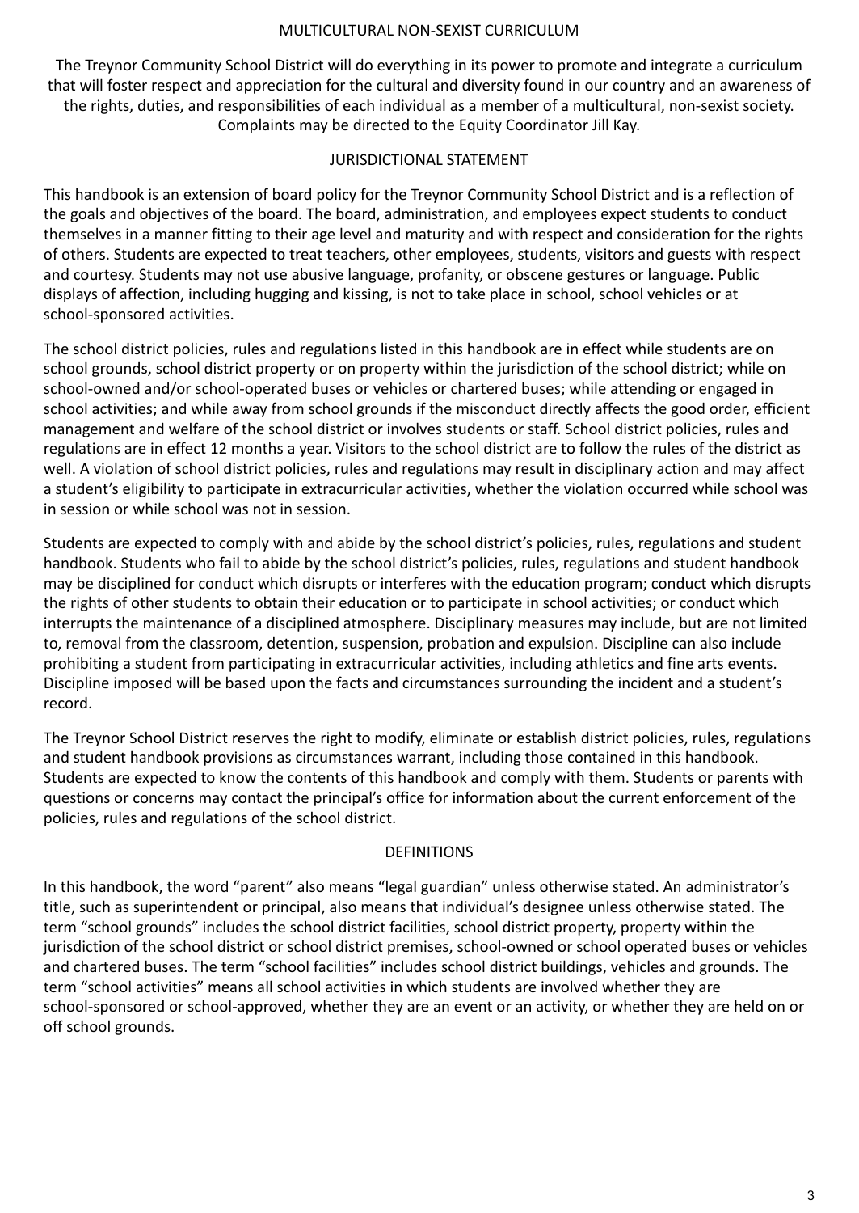## MULTICULTURAL NON-SEXIST CURRICULUM

The Treynor Community School District will do everything in its power to promote and integrate a curriculum that will foster respect and appreciation for the cultural and diversity found in our country and an awareness of the rights, duties, and responsibilities of each individual as a member of a multicultural, non-sexist society. Complaints may be directed to the Equity Coordinator Jill Kay.

## JURISDICTIONAL STATEMENT

This handbook is an extension of board policy for the Treynor Community School District and is a reflection of the goals and objectives of the board. The board, administration, and employees expect students to conduct themselves in a manner fitting to their age level and maturity and with respect and consideration for the rights of others. Students are expected to treat teachers, other employees, students, visitors and guests with respect and courtesy. Students may not use abusive language, profanity, or obscene gestures or language. Public displays of affection, including hugging and kissing, is not to take place in school, school vehicles or at school-sponsored activities.

The school district policies, rules and regulations listed in this handbook are in effect while students are on school grounds, school district property or on property within the jurisdiction of the school district; while on school-owned and/or school-operated buses or vehicles or chartered buses; while attending or engaged in school activities; and while away from school grounds if the misconduct directly affects the good order, efficient management and welfare of the school district or involves students or staff. School district policies, rules and regulations are in effect 12 months a year. Visitors to the school district are to follow the rules of the district as well. A violation of school district policies, rules and regulations may result in disciplinary action and may affect a student's eligibility to participate in extracurricular activities, whether the violation occurred while school was in session or while school was not in session.

Students are expected to comply with and abide by the school district's policies, rules, regulations and student handbook. Students who fail to abide by the school district's policies, rules, regulations and student handbook may be disciplined for conduct which disrupts or interferes with the education program; conduct which disrupts the rights of other students to obtain their education or to participate in school activities; or conduct which interrupts the maintenance of a disciplined atmosphere. Disciplinary measures may include, but are not limited to, removal from the classroom, detention, suspension, probation and expulsion. Discipline can also include prohibiting a student from participating in extracurricular activities, including athletics and fine arts events. Discipline imposed will be based upon the facts and circumstances surrounding the incident and a student's record.

The Treynor School District reserves the right to modify, eliminate or establish district policies, rules, regulations and student handbook provisions as circumstances warrant, including those contained in this handbook. Students are expected to know the contents of this handbook and comply with them. Students or parents with questions or concerns may contact the principal's office for information about the current enforcement of the policies, rules and regulations of the school district.

## DEFINITIONS

In this handbook, the word "parent" also means "legal guardian" unless otherwise stated. An administrator's title, such as superintendent or principal, also means that individual's designee unless otherwise stated. The term "school grounds" includes the school district facilities, school district property, property within the jurisdiction of the school district or school district premises, school-owned or school operated buses or vehicles and chartered buses. The term "school facilities" includes school district buildings, vehicles and grounds. The term "school activities" means all school activities in which students are involved whether they are school-sponsored or school-approved, whether they are an event or an activity, or whether they are held on or off school grounds.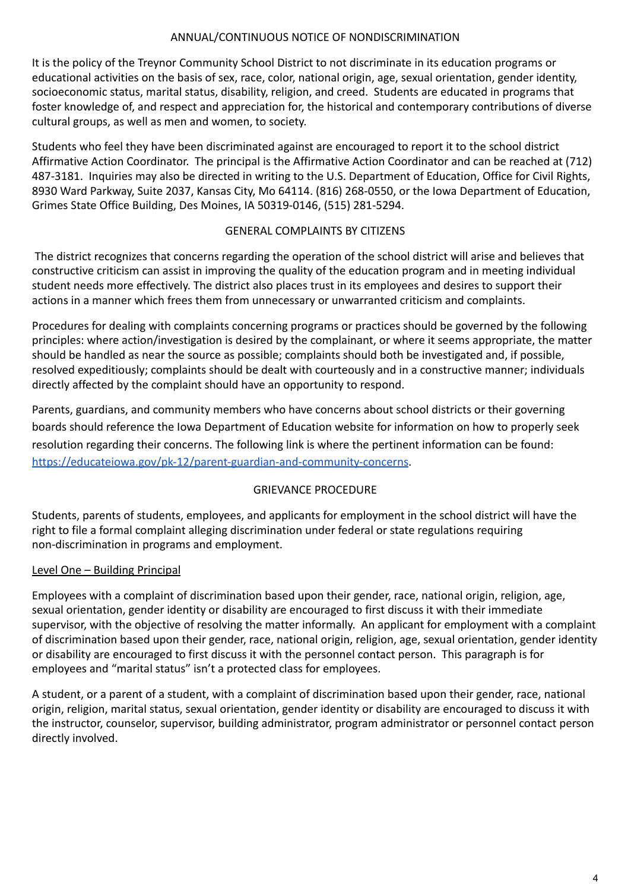## ANNUAL/CONTINUOUS NOTICE OF NONDISCRIMINATION

It is the policy of the Treynor Community School District to not discriminate in its education programs or educational activities on the basis of sex, race, color, national origin, age, sexual orientation, gender identity, socioeconomic status, marital status, disability, religion, and creed. Students are educated in programs that foster knowledge of, and respect and appreciation for, the historical and contemporary contributions of diverse cultural groups, as well as men and women, to society.

Students who feel they have been discriminated against are encouraged to report it to the school district Affirmative Action Coordinator. The principal is the Affirmative Action Coordinator and can be reached at (712) 487-3181. Inquiries may also be directed in writing to the U.S. Department of Education, Office for Civil Rights, 8930 Ward Parkway, Suite 2037, Kansas City, Mo 64114. (816) 268-0550, or the Iowa Department of Education, Grimes State Office Building, Des Moines, IA 50319-0146, (515) 281-5294.

## GENERAL COMPLAINTS BY CITIZENS

The district recognizes that concerns regarding the operation of the school district will arise and believes that constructive criticism can assist in improving the quality of the education program and in meeting individual student needs more effectively. The district also places trust in its employees and desires to support their actions in a manner which frees them from unnecessary or unwarranted criticism and complaints.

Procedures for dealing with complaints concerning programs or practices should be governed by the following principles: where action/investigation is desired by the complainant, or where it seems appropriate, the matter should be handled as near the source as possible; complaints should both be investigated and, if possible, resolved expeditiously; complaints should be dealt with courteously and in a constructive manner; individuals directly affected by the complaint should have an opportunity to respond.

Parents, guardians, and community members who have concerns about school districts or their governing boards should reference the Iowa Department of Education website for information on how to properly seek resolution regarding their concerns. The following link is where the pertinent information can be found: [https://educateiowa.gov/pk-12/parent-guardian-and-community-concerns](https://educateiowa.gov/pk-12/parent-guardian-and-community-concerns).

## GRIEVANCE PROCEDURE

Students, parents of students, employees, and applicants for employment in the school district will have the right to file a formal complaint alleging discrimination under federal or state regulations requiring non-discrimination in programs and employment.

### Level One – Building Principal

Employees with a complaint of discrimination based upon their gender, race, national origin, religion, age, sexual orientation, gender identity or disability are encouraged to first discuss it with their immediate supervisor, with the objective of resolving the matter informally. An applicant for employment with a complaint of discrimination based upon their gender, race, national origin, religion, age, sexual orientation, gender identity or disability are encouraged to first discuss it with the personnel contact person. This paragraph is for employees and "marital status" isn't a protected class for employees.

A student, or a parent of a student, with a complaint of discrimination based upon their gender, race, national origin, religion, marital status, sexual orientation, gender identity or disability are encouraged to discuss it with the instructor, counselor, supervisor, building administrator, program administrator or personnel contact person directly involved.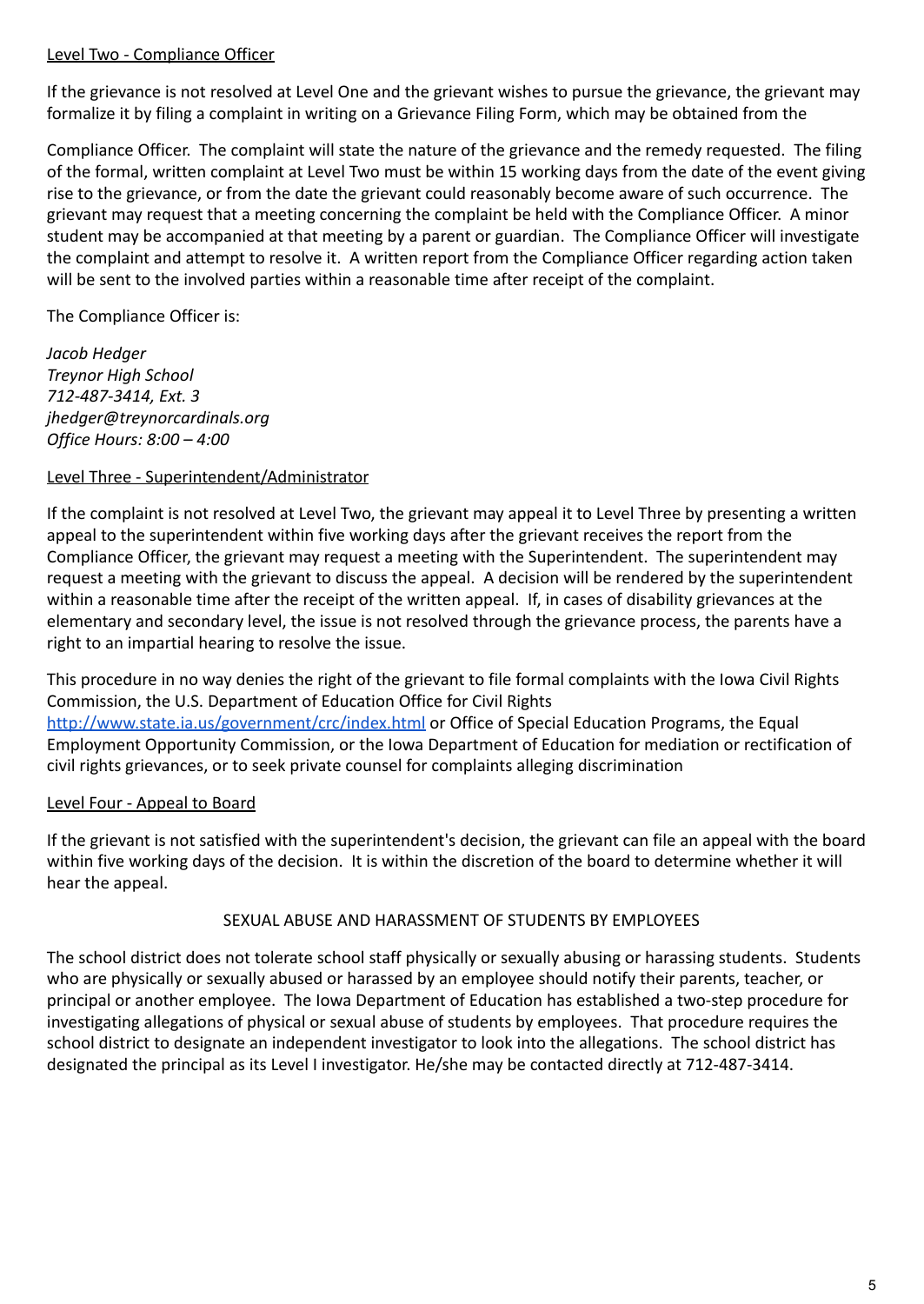Level Two - Compliance Officer

If the grievance is not resolved at Level One and the grievant wishes to pursue the grievance, the grievant may formalize it by filing a complaint in writing on a Grievance Filing Form, which may be obtained from the

Compliance Officer. The complaint will state the nature of the grievance and the remedy requested. The filing of the formal, written complaint at Level Two must be within 15 working days from the date of the event giving rise to the grievance, or from the date the grievant could reasonably become aware of such occurrence. The grievant may request that a meeting concerning the complaint be held with the Compliance Officer. A minor student may be accompanied at that meeting by a parent or guardian. The Compliance Officer will investigate the complaint and attempt to resolve it. A written report from the Compliance Officer regarding action taken will be sent to the involved parties within a reasonable time after receipt of the complaint.

The Compliance Officer is:

*Jacob Hedger*
*Treynor High School*
*712-487-3414, Ext. 3*
*jhedger@treynorcardinals.org*
*Office Hours: 8:00 – 4:00*

Level Three - Superintendent/Administrator

If the complaint is not resolved at Level Two, the grievant may appeal it to Level Three by presenting a written appeal to the superintendent within five working days after the grievant receives the report from the Compliance Officer, the grievant may request a meeting with the Superintendent. The superintendent may request a meeting with the grievant to discuss the appeal. A decision will be rendered by the superintendent within a reasonable time after the receipt of the written appeal. If, in cases of disability grievances at the elementary and secondary level, the issue is not resolved through the grievance process, the parents have a right to an impartial hearing to resolve the issue.

This procedure in no way denies the right of the grievant to file formal complaints with the Iowa Civil Rights Commission, the U.S. Department of Education Office for Civil Rights [http://www.state.ia.us/government/crc/index.html](http://www.state.ia.us/government/crc/index.html) or Office of Special Education Programs, the Equal Employment Opportunity Commission, or the Iowa Department of Education for mediation or rectification of civil rights grievances, or to seek private counsel for complaints alleging discrimination

Level Four - Appeal to Board

If the grievant is not satisfied with the superintendent's decision, the grievant can file an appeal with the board within five working days of the decision. It is within the discretion of the board to determine whether it will hear the appeal.

## SEXUAL ABUSE AND HARASSMENT OF STUDENTS BY EMPLOYEES

The school district does not tolerate school staff physically or sexually abusing or harassing students. Students who are physically or sexually abused or harassed by an employee should notify their parents, teacher, or principal or another employee. The Iowa Department of Education has established a two-step procedure for investigating allegations of physical or sexual abuse of students by employees. That procedure requires the school district to designate an independent investigator to look into the allegations. The school district has designated the principal as its Level I investigator. He/she may be contacted directly at 712-487-3414.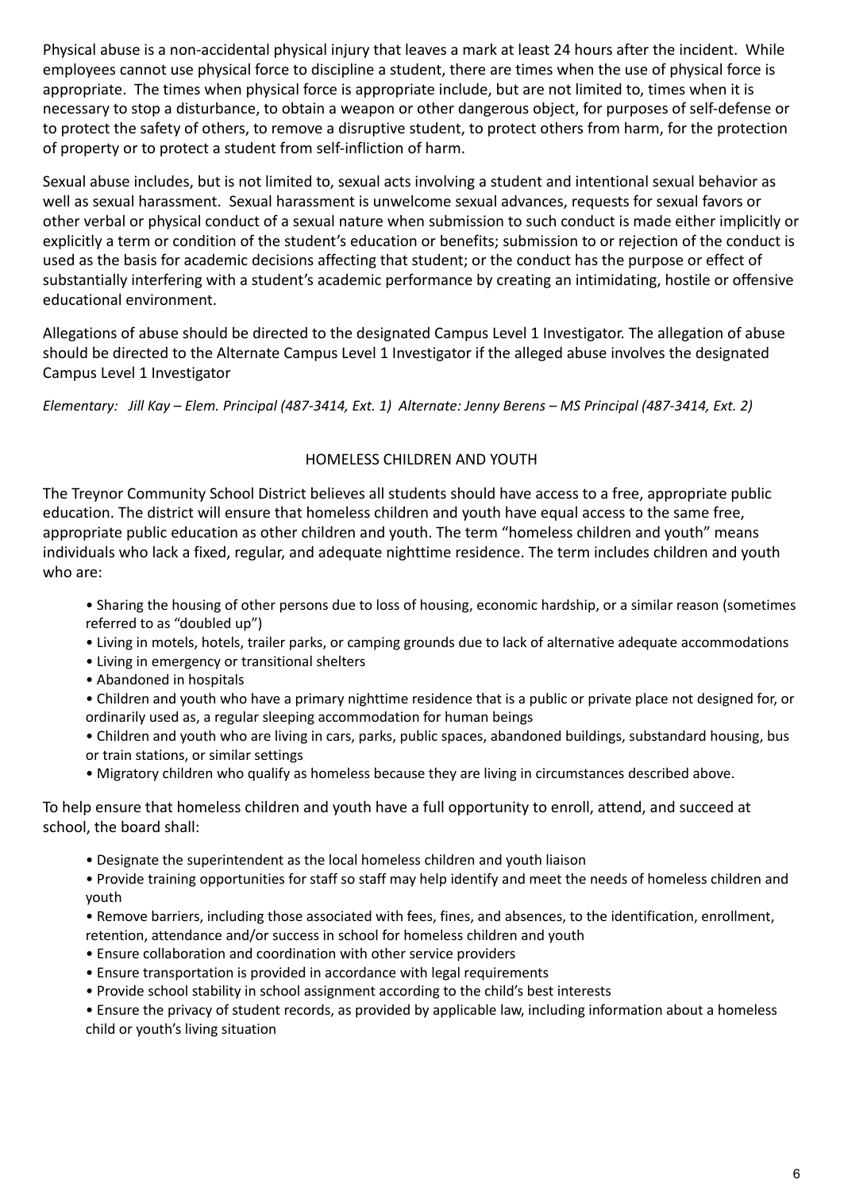Physical abuse is a non-accidental physical injury that leaves a mark at least 24 hours after the incident. While employees cannot use physical force to discipline a student, there are times when the use of physical force is appropriate. The times when physical force is appropriate include, but are not limited to, times when it is necessary to stop a disturbance, to obtain a weapon or other dangerous object, for purposes of self-defense or to protect the safety of others, to remove a disruptive student, to protect others from harm, for the protection of property or to protect a student from self-infliction of harm.

Sexual abuse includes, but is not limited to, sexual acts involving a student and intentional sexual behavior as well as sexual harassment. Sexual harassment is unwelcome sexual advances, requests for sexual favors or other verbal or physical conduct of a sexual nature when submission to such conduct is made either implicitly or explicitly a term or condition of the student's education or benefits; submission to or rejection of the conduct is used as the basis for academic decisions affecting that student; or the conduct has the purpose or effect of substantially interfering with a student's academic performance by creating an intimidating, hostile or offensive educational environment.

Allegations of abuse should be directed to the designated Campus Level 1 Investigator. The allegation of abuse should be directed to the Alternate Campus Level 1 Investigator if the alleged abuse involves the designated Campus Level 1 Investigator

*Elementary: Jill Kay – Elem. Principal (487-3414, Ext. 1) Alternate: Jenny Berens – MS Principal (487-3414, Ext. 2)*

## HOMELESS CHILDREN AND YOUTH

The Treynor Community School District believes all students should have access to a free, appropriate public education. The district will ensure that homeless children and youth have equal access to the same free, appropriate public education as other children and youth. The term "homeless children and youth" means individuals who lack a fixed, regular, and adequate nighttime residence. The term includes children and youth who are:

- Sharing the housing of other persons due to loss of housing, economic hardship, or a similar reason (sometimes referred to as "doubled up")
- Living in motels, hotels, trailer parks, or camping grounds due to lack of alternative adequate accommodations
- Living in emergency or transitional shelters
- Abandoned in hospitals
- Children and youth who have a primary nighttime residence that is a public or private place not designed for, or ordinarily used as, a regular sleeping accommodation for human beings
- Children and youth who are living in cars, parks, public spaces, abandoned buildings, substandard housing, bus or train stations, or similar settings
- Migratory children who qualify as homeless because they are living in circumstances described above.

To help ensure that homeless children and youth have a full opportunity to enroll, attend, and succeed at school, the board shall:

- Designate the superintendent as the local homeless children and youth liaison
- Provide training opportunities for staff so staff may help identify and meet the needs of homeless children and youth
- Remove barriers, including those associated with fees, fines, and absences, to the identification, enrollment, retention, attendance and/or success in school for homeless children and youth
- Ensure collaboration and coordination with other service providers
- Ensure transportation is provided in accordance with legal requirements
- Provide school stability in school assignment according to the child's best interests
- Ensure the privacy of student records, as provided by applicable law, including information about a homeless child or youth's living situation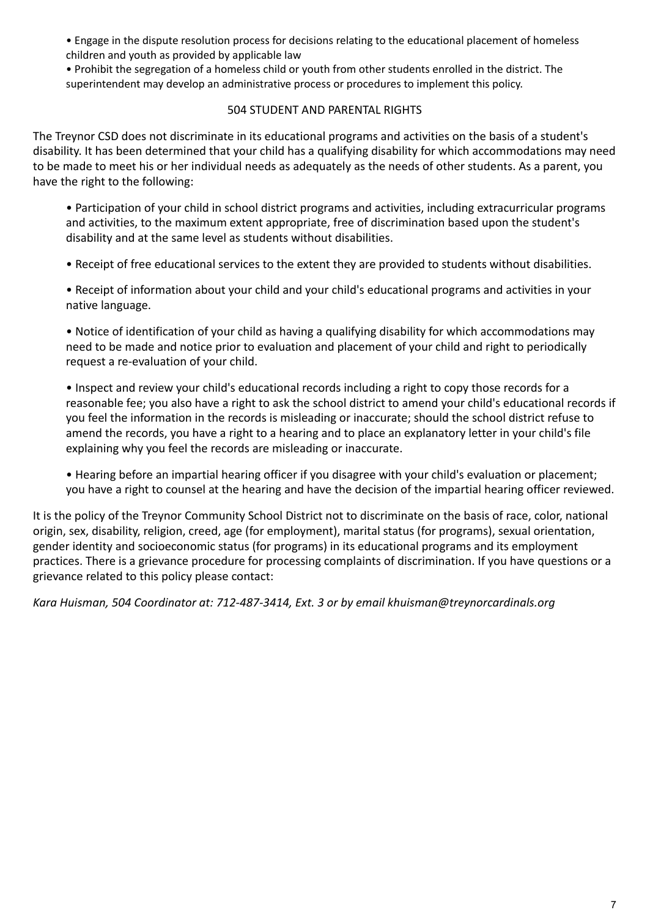- Engage in the dispute resolution process for decisions relating to the educational placement of homeless children and youth as provided by applicable law
- Prohibit the segregation of a homeless child or youth from other students enrolled in the district. The superintendent may develop an administrative process or procedures to implement this policy.

## 504 STUDENT AND PARENTAL RIGHTS

The Treynor CSD does not discriminate in its educational programs and activities on the basis of a student's disability. It has been determined that your child has a qualifying disability for which accommodations may need to be made to meet his or her individual needs as adequately as the needs of other students. As a parent, you have the right to the following:

- Participation of your child in school district programs and activities, including extracurricular programs and activities, to the maximum extent appropriate, free of discrimination based upon the student's disability and at the same level as students without disabilities.
- Receipt of free educational services to the extent they are provided to students without disabilities.
- Receipt of information about your child and your child's educational programs and activities in your native language.
- Notice of identification of your child as having a qualifying disability for which accommodations may need to be made and notice prior to evaluation and placement of your child and right to periodically request a re-evaluation of your child.
- Inspect and review your child's educational records including a right to copy those records for a reasonable fee; you also have a right to ask the school district to amend your child's educational records if you feel the information in the records is misleading or inaccurate; should the school district refuse to amend the records, you have a right to a hearing and to place an explanatory letter in your child's file explaining why you feel the records are misleading or inaccurate.
- Hearing before an impartial hearing officer if you disagree with your child's evaluation or placement; you have a right to counsel at the hearing and have the decision of the impartial hearing officer reviewed.

It is the policy of the Treynor Community School District not to discriminate on the basis of race, color, national origin, sex, disability, religion, creed, age (for employment), marital status (for programs), sexual orientation, gender identity and socioeconomic status (for programs) in its educational programs and its employment practices. There is a grievance procedure for processing complaints of discrimination. If you have questions or a grievance related to this policy please contact:

*Kara Huisman, 504 Coordinator at: 712-487-3414, Ext. 3 or by email khuisman@treynorcardinals.org*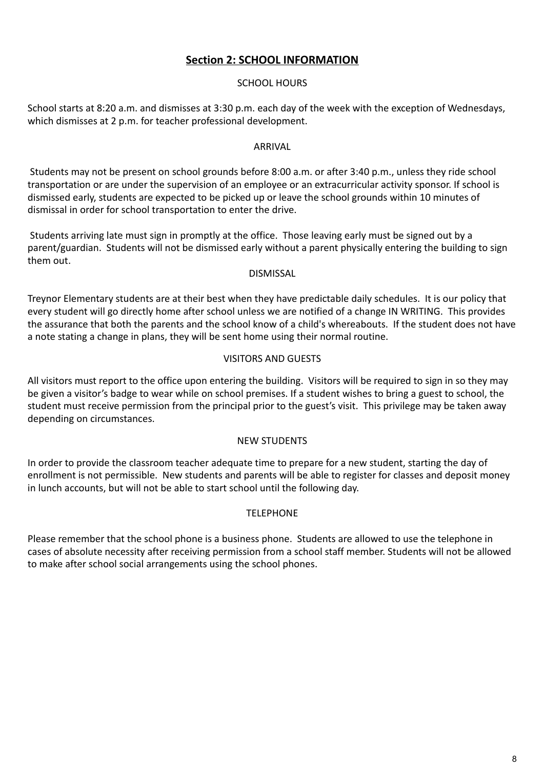## Section 2: SCHOOL INFORMATION

### SCHOOL HOURS

School starts at 8:20 a.m. and dismisses at 3:30 p.m. each day of the week with the exception of Wednesdays, which dismisses at 2 p.m. for teacher professional development.

### ARRIVAL

Students may not be present on school grounds before 8:00 a.m. or after 3:40 p.m., unless they ride school transportation or are under the supervision of an employee or an extracurricular activity sponsor. If school is dismissed early, students are expected to be picked up or leave the school grounds within 10 minutes of dismissal in order for school transportation to enter the drive.

Students arriving late must sign in promptly at the office. Those leaving early must be signed out by a parent/guardian. Students will not be dismissed early without a parent physically entering the building to sign them out.

### DISMISSAL

Treynor Elementary students are at their best when they have predictable daily schedules. It is our policy that every student will go directly home after school unless we are notified of a change IN WRITING. This provides the assurance that both the parents and the school know of a child's whereabouts. If the student does not have a note stating a change in plans, they will be sent home using their normal routine.

### VISITORS AND GUESTS

All visitors must report to the office upon entering the building. Visitors will be required to sign in so they may be given a visitor's badge to wear while on school premises. If a student wishes to bring a guest to school, the student must receive permission from the principal prior to the guest's visit. This privilege may be taken away depending on circumstances.

### NEW STUDENTS

In order to provide the classroom teacher adequate time to prepare for a new student, starting the day of enrollment is not permissible. New students and parents will be able to register for classes and deposit money in lunch accounts, but will not be able to start school until the following day.

### TELEPHONE

Please remember that the school phone is a business phone. Students are allowed to use the telephone in cases of absolute necessity after receiving permission from a school staff member. Students will not be allowed to make after school social arrangements using the school phones.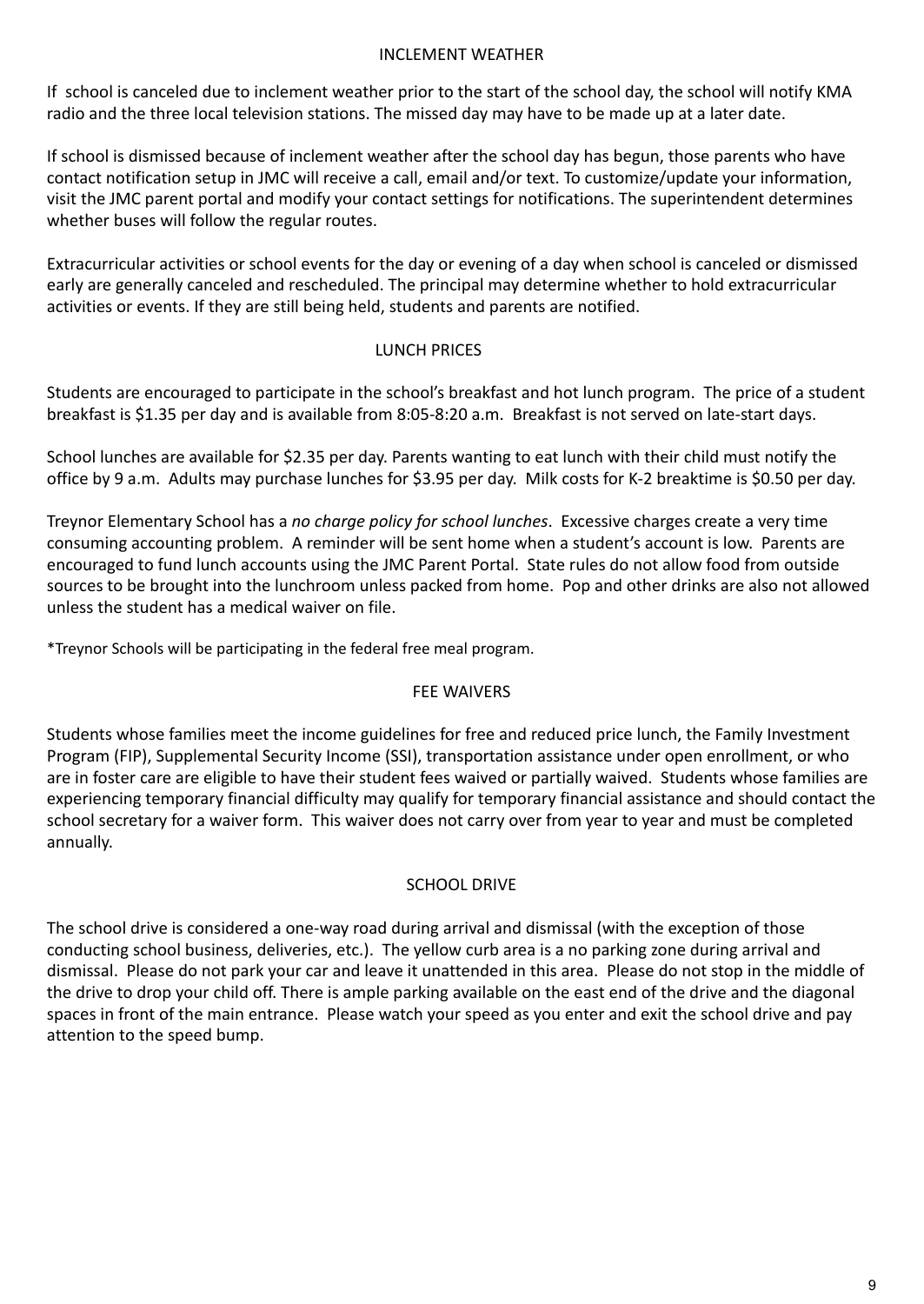## INCLEMENT WEATHER

If school is canceled due to inclement weather prior to the start of the school day, the school will notify KMA radio and the three local television stations. The missed day may have to be made up at a later date.

If school is dismissed because of inclement weather after the school day has begun, those parents who have contact notification setup in JMC will receive a call, email and/or text. To customize/update your information, visit the JMC parent portal and modify your contact settings for notifications. The superintendent determines whether buses will follow the regular routes.

Extracurricular activities or school events for the day or evening of a day when school is canceled or dismissed early are generally canceled and rescheduled. The principal may determine whether to hold extracurricular activities or events. If they are still being held, students and parents are notified.

## LUNCH PRICES

Students are encouraged to participate in the school's breakfast and hot lunch program. The price of a student breakfast is $1.35 per day and is available from 8:05-8:20 a.m. Breakfast is not served on late-start days.

School lunches are available for $2.35 per day. Parents wanting to eat lunch with their child must notify the office by 9 a.m. Adults may purchase lunches for $3.95 per day. Milk costs for K-2 breaktime is $0.50 per day.

Treynor Elementary School has a *no charge policy for school lunches*. Excessive charges create a very time consuming accounting problem. A reminder will be sent home when a student's account is low. Parents are encouraged to fund lunch accounts using the JMC Parent Portal. State rules do not allow food from outside sources to be brought into the lunchroom unless packed from home. Pop and other drinks are also not allowed unless the student has a medical waiver on file.

*Treynor Schools will be participating in the federal free meal program.

## FEE WAIVERS

Students whose families meet the income guidelines for free and reduced price lunch, the Family Investment Program (FIP), Supplemental Security Income (SSI), transportation assistance under open enrollment, or who are in foster care are eligible to have their student fees waived or partially waived. Students whose families are experiencing temporary financial difficulty may qualify for temporary financial assistance and should contact the school secretary for a waiver form. This waiver does not carry over from year to year and must be completed annually.

## SCHOOL DRIVE

The school drive is considered a one-way road during arrival and dismissal (with the exception of those conducting school business, deliveries, etc.). The yellow curb area is a no parking zone during arrival and dismissal. Please do not park your car and leave it unattended in this area. Please do not stop in the middle of the drive to drop your child off. There is ample parking available on the east end of the drive and the diagonal spaces in front of the main entrance. Please watch your speed as you enter and exit the school drive and pay attention to the speed bump.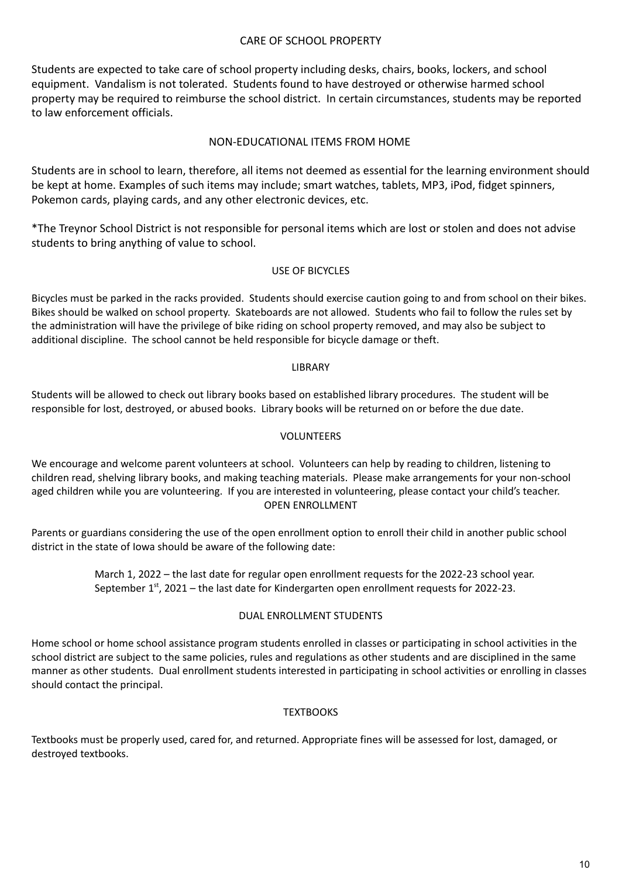## CARE OF SCHOOL PROPERTY

Students are expected to take care of school property including desks, chairs, books, lockers, and school equipment. Vandalism is not tolerated. Students found to have destroyed or otherwise harmed school property may be required to reimburse the school district. In certain circumstances, students may be reported to law enforcement officials.

## NON-EDUCATIONAL ITEMS FROM HOME

Students are in school to learn, therefore, all items not deemed as essential for the learning environment should be kept at home. Examples of such items may include; smart watches, tablets, MP3, iPod, fidget spinners, Pokemon cards, playing cards, and any other electronic devices, etc.

*The Treynor School District is not responsible for personal items which are lost or stolen and does not advise students to bring anything of value to school.

## USE OF BICYCLES

Bicycles must be parked in the racks provided. Students should exercise caution going to and from school on their bikes. Bikes should be walked on school property. Skateboards are not allowed. Students who fail to follow the rules set by the administration will have the privilege of bike riding on school property removed, and may also be subject to additional discipline. The school cannot be held responsible for bicycle damage or theft.

## LIBRARY

Students will be allowed to check out library books based on established library procedures. The student will be responsible for lost, destroyed, or abused books. Library books will be returned on or before the due date.

## VOLUNTEERS

We encourage and welcome parent volunteers at school. Volunteers can help by reading to children, listening to children read, shelving library books, and making teaching materials. Please make arrangements for your non-school aged children while you are volunteering. If you are interested in volunteering, please contact your child's teacher.

## OPEN ENROLLMENT

Parents or guardians considering the use of the open enrollment option to enroll their child in another public school district in the state of Iowa should be aware of the following date:

> March 1, 2022 – the last date for regular open enrollment requests for the 2022-23 school year.
> September 1st, 2021 – the last date for Kindergarten open enrollment requests for 2022-23.

## DUAL ENROLLMENT STUDENTS

Home school or home school assistance program students enrolled in classes or participating in school activities in the school district are subject to the same policies, rules and regulations as other students and are disciplined in the same manner as other students. Dual enrollment students interested in participating in school activities or enrolling in classes should contact the principal.

## TEXTBOOKS

Textbooks must be properly used, cared for, and returned. Appropriate fines will be assessed for lost, damaged, or destroyed textbooks.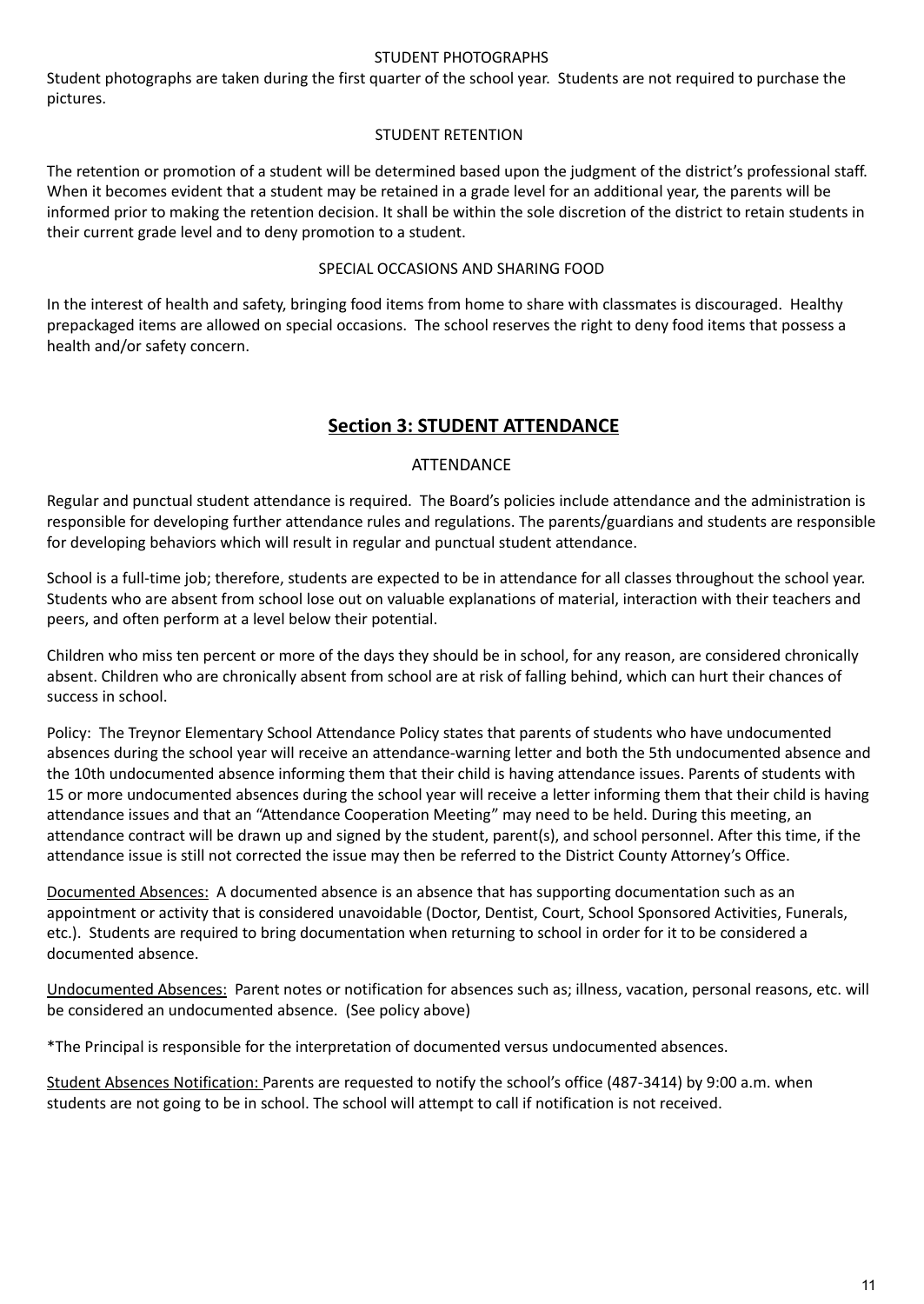### STUDENT PHOTOGRAPHS

Student photographs are taken during the first quarter of the school year. Students are not required to purchase the pictures.

### STUDENT RETENTION

The retention or promotion of a student will be determined based upon the judgment of the district's professional staff. When it becomes evident that a student may be retained in a grade level for an additional year, the parents will be informed prior to making the retention decision. It shall be within the sole discretion of the district to retain students in their current grade level and to deny promotion to a student.

### SPECIAL OCCASIONS AND SHARING FOOD

In the interest of health and safety, bringing food items from home to share with classmates is discouraged. Healthy prepackaged items are allowed on special occasions. The school reserves the right to deny food items that possess a health and/or safety concern.

## Section 3: STUDENT ATTENDANCE

### ATTENDANCE

Regular and punctual student attendance is required. The Board's policies include attendance and the administration is responsible for developing further attendance rules and regulations. The parents/guardians and students are responsible for developing behaviors which will result in regular and punctual student attendance.

School is a full-time job; therefore, students are expected to be in attendance for all classes throughout the school year. Students who are absent from school lose out on valuable explanations of material, interaction with their teachers and peers, and often perform at a level below their potential.

Children who miss ten percent or more of the days they should be in school, for any reason, are considered chronically absent. Children who are chronically absent from school are at risk of falling behind, which can hurt their chances of success in school.

Policy: The Treynor Elementary School Attendance Policy states that parents of students who have undocumented absences during the school year will receive an attendance-warning letter and both the 5th undocumented absence and the 10th undocumented absence informing them that their child is having attendance issues. Parents of students with 15 or more undocumented absences during the school year will receive a letter informing them that their child is having attendance issues and that an "Attendance Cooperation Meeting" may need to be held. During this meeting, an attendance contract will be drawn up and signed by the student, parent(s), and school personnel. After this time, if the attendance issue is still not corrected the issue may then be referred to the District County Attorney's Office.

<u>Documented Absences:</u> A documented absence is an absence that has supporting documentation such as an appointment or activity that is considered unavoidable (Doctor, Dentist, Court, School Sponsored Activities, Funerals, etc.). Students are required to bring documentation when returning to school in order for it to be considered a documented absence.

<u>Undocumented Absences:</u> Parent notes or notification for absences such as; illness, vacation, personal reasons, etc. will be considered an undocumented absence. (See policy above)

*The Principal is responsible for the interpretation of documented versus undocumented absences.

<u>Student Absences Notification:</u> Parents are requested to notify the school's office (487-3414) by 9:00 a.m. when students are not going to be in school. The school will attempt to call if notification is not received.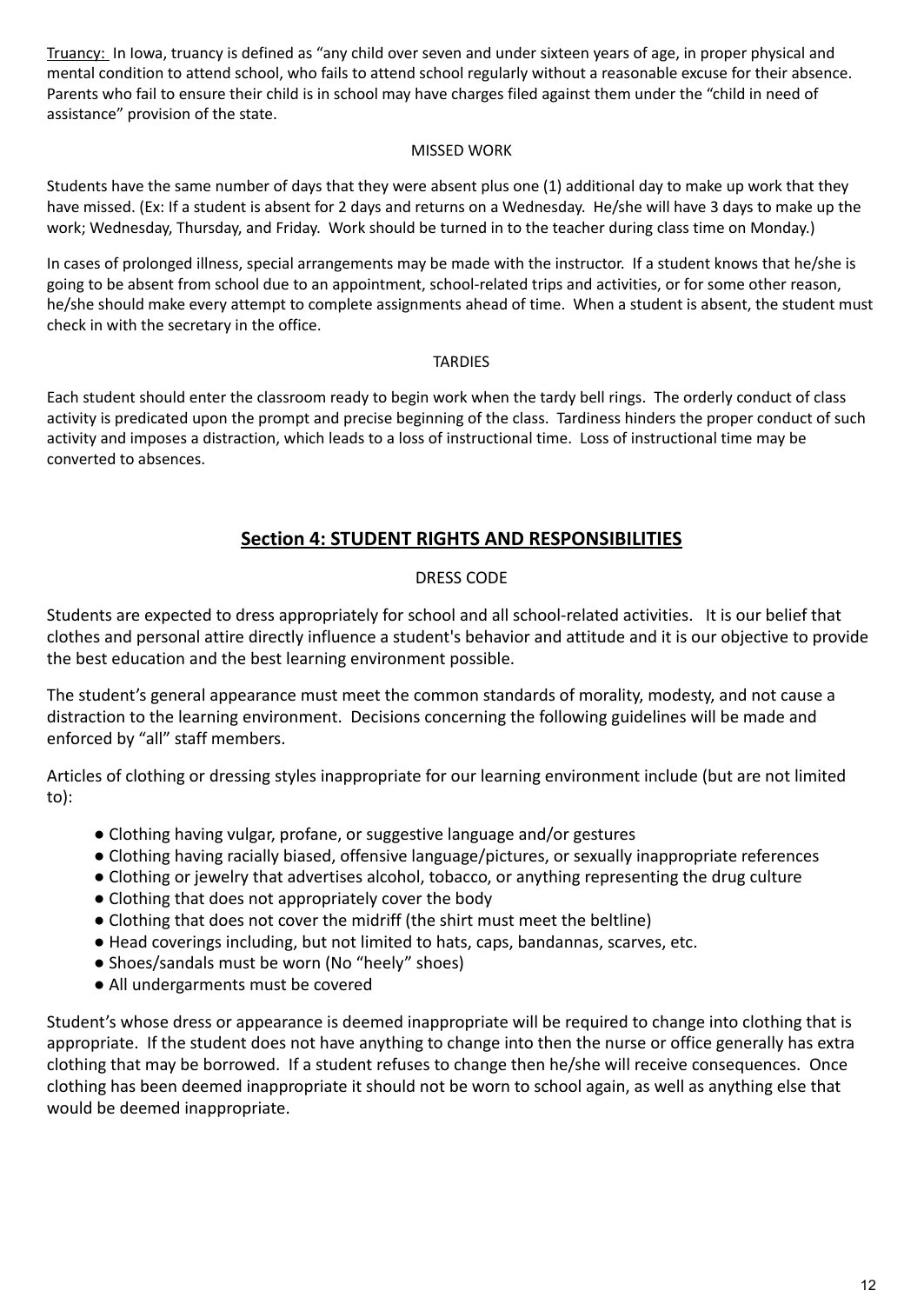Truancy: In Iowa, truancy is defined as "any child over seven and under sixteen years of age, in proper physical and mental condition to attend school, who fails to attend school regularly without a reasonable excuse for their absence. Parents who fail to ensure their child is in school may have charges filed against them under the "child in need of assistance" provision of the state.

### MISSED WORK

Students have the same number of days that they were absent plus one (1) additional day to make up work that they have missed. (Ex: If a student is absent for 2 days and returns on a Wednesday. He/she will have 3 days to make up the work; Wednesday, Thursday, and Friday. Work should be turned in to the teacher during class time on Monday.)

In cases of prolonged illness, special arrangements may be made with the instructor. If a student knows that he/she is going to be absent from school due to an appointment, school-related trips and activities, or for some other reason, he/she should make every attempt to complete assignments ahead of time. When a student is absent, the student must check in with the secretary in the office.

### TARDIES

Each student should enter the classroom ready to begin work when the tardy bell rings. The orderly conduct of class activity is predicated upon the prompt and precise beginning of the class. Tardiness hinders the proper conduct of such activity and imposes a distraction, which leads to a loss of instructional time. Loss of instructional time may be converted to absences.

## Section 4: STUDENT RIGHTS AND RESPONSIBILITIES

### DRESS CODE

Students are expected to dress appropriately for school and all school-related activities. It is our belief that clothes and personal attire directly influence a student's behavior and attitude and it is our objective to provide the best education and the best learning environment possible.

The student's general appearance must meet the common standards of morality, modesty, and not cause a distraction to the learning environment. Decisions concerning the following guidelines will be made and enforced by "all" staff members.

Articles of clothing or dressing styles inappropriate for our learning environment include (but are not limited to):

- Clothing having vulgar, profane, or suggestive language and/or gestures
- Clothing having racially biased, offensive language/pictures, or sexually inappropriate references
- Clothing or jewelry that advertises alcohol, tobacco, or anything representing the drug culture
- Clothing that does not appropriately cover the body
- Clothing that does not cover the midriff (the shirt must meet the beltline)
- Head coverings including, but not limited to hats, caps, bandannas, scarves, etc.
- Shoes/sandals must be worn (No "heely" shoes)
- All undergarments must be covered

Student's whose dress or appearance is deemed inappropriate will be required to change into clothing that is appropriate. If the student does not have anything to change into then the nurse or office generally has extra clothing that may be borrowed. If a student refuses to change then he/she will receive consequences. Once clothing has been deemed inappropriate it should not be worn to school again, as well as anything else that would be deemed inappropriate.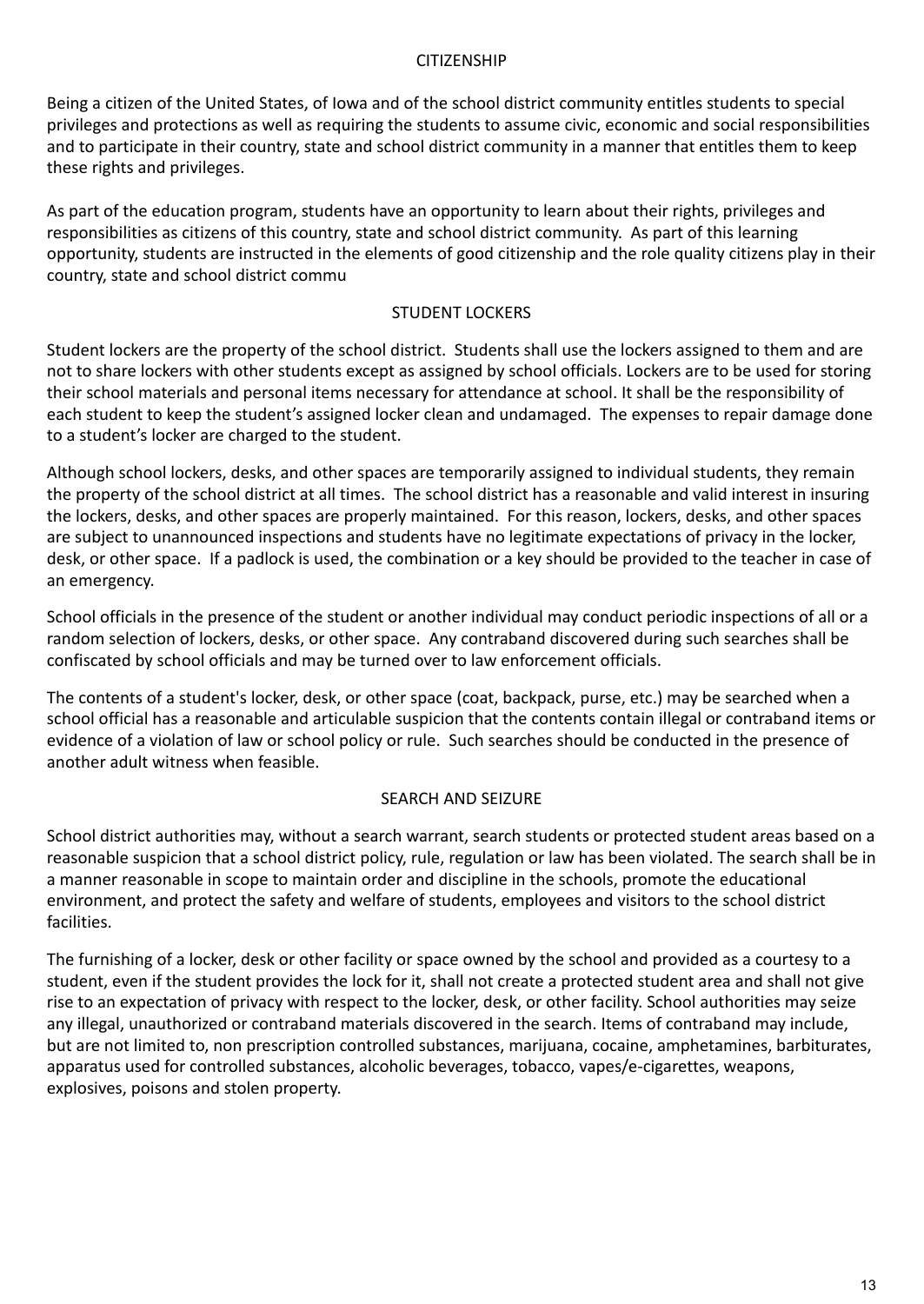## CITIZENSHIP

Being a citizen of the United States, of Iowa and of the school district community entitles students to special privileges and protections as well as requiring the students to assume civic, economic and social responsibilities and to participate in their country, state and school district community in a manner that entitles them to keep these rights and privileges.

As part of the education program, students have an opportunity to learn about their rights, privileges and responsibilities as citizens of this country, state and school district community. As part of this learning opportunity, students are instructed in the elements of good citizenship and the role quality citizens play in their country, state and school district commu

## STUDENT LOCKERS

Student lockers are the property of the school district. Students shall use the lockers assigned to them and are not to share lockers with other students except as assigned by school officials. Lockers are to be used for storing their school materials and personal items necessary for attendance at school. It shall be the responsibility of each student to keep the student's assigned locker clean and undamaged. The expenses to repair damage done to a student's locker are charged to the student.

Although school lockers, desks, and other spaces are temporarily assigned to individual students, they remain the property of the school district at all times. The school district has a reasonable and valid interest in insuring the lockers, desks, and other spaces are properly maintained. For this reason, lockers, desks, and other spaces are subject to unannounced inspections and students have no legitimate expectations of privacy in the locker, desk, or other space. If a padlock is used, the combination or a key should be provided to the teacher in case of an emergency.

School officials in the presence of the student or another individual may conduct periodic inspections of all or a random selection of lockers, desks, or other space. Any contraband discovered during such searches shall be confiscated by school officials and may be turned over to law enforcement officials.

The contents of a student's locker, desk, or other space (coat, backpack, purse, etc.) may be searched when a school official has a reasonable and articulable suspicion that the contents contain illegal or contraband items or evidence of a violation of law or school policy or rule. Such searches should be conducted in the presence of another adult witness when feasible.

## SEARCH AND SEIZURE

School district authorities may, without a search warrant, search students or protected student areas based on a reasonable suspicion that a school district policy, rule, regulation or law has been violated. The search shall be in a manner reasonable in scope to maintain order and discipline in the schools, promote the educational environment, and protect the safety and welfare of students, employees and visitors to the school district facilities.

The furnishing of a locker, desk or other facility or space owned by the school and provided as a courtesy to a student, even if the student provides the lock for it, shall not create a protected student area and shall not give rise to an expectation of privacy with respect to the locker, desk, or other facility. School authorities may seize any illegal, unauthorized or contraband materials discovered in the search. Items of contraband may include, but are not limited to, non prescription controlled substances, marijuana, cocaine, amphetamines, barbiturates, apparatus used for controlled substances, alcoholic beverages, tobacco, vapes/e-cigarettes, weapons, explosives, poisons and stolen property.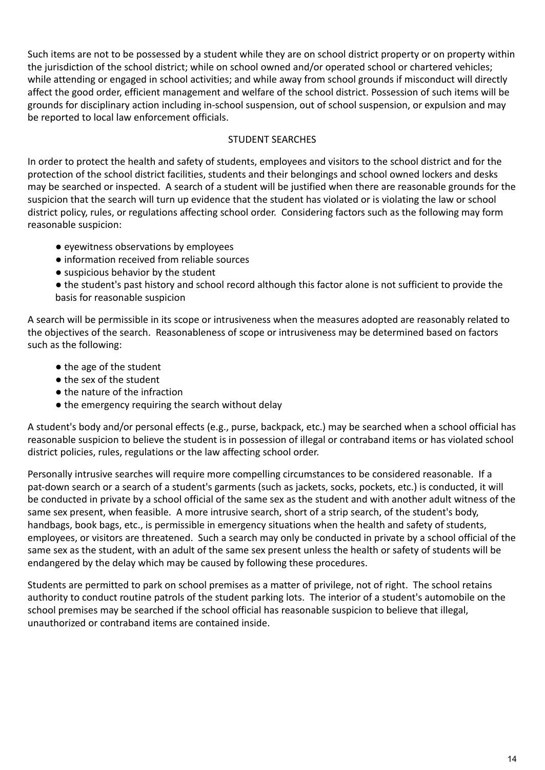Such items are not to be possessed by a student while they are on school district property or on property within the jurisdiction of the school district; while on school owned and/or operated school or chartered vehicles; while attending or engaged in school activities; and while away from school grounds if misconduct will directly affect the good order, efficient management and welfare of the school district. Possession of such items will be grounds for disciplinary action including in-school suspension, out of school suspension, or expulsion and may be reported to local law enforcement officials.

## STUDENT SEARCHES

In order to protect the health and safety of students, employees and visitors to the school district and for the protection of the school district facilities, students and their belongings and school owned lockers and desks may be searched or inspected. A search of a student will be justified when there are reasonable grounds for the suspicion that the search will turn up evidence that the student has violated or is violating the law or school district policy, rules, or regulations affecting school order. Considering factors such as the following may form reasonable suspicion:

- eyewitness observations by employees
- information received from reliable sources
- suspicious behavior by the student
- the student's past history and school record although this factor alone is not sufficient to provide the basis for reasonable suspicion

A search will be permissible in its scope or intrusiveness when the measures adopted are reasonably related to the objectives of the search. Reasonableness of scope or intrusiveness may be determined based on factors such as the following:

- the age of the student
- the sex of the student
- the nature of the infraction
- the emergency requiring the search without delay

A student's body and/or personal effects (e.g., purse, backpack, etc.) may be searched when a school official has reasonable suspicion to believe the student is in possession of illegal or contraband items or has violated school district policies, rules, regulations or the law affecting school order.

Personally intrusive searches will require more compelling circumstances to be considered reasonable. If a pat-down search or a search of a student's garments (such as jackets, socks, pockets, etc.) is conducted, it will be conducted in private by a school official of the same sex as the student and with another adult witness of the same sex present, when feasible. A more intrusive search, short of a strip search, of the student's body, handbags, book bags, etc., is permissible in emergency situations when the health and safety of students, employees, or visitors are threatened. Such a search may only be conducted in private by a school official of the same sex as the student, with an adult of the same sex present unless the health or safety of students will be endangered by the delay which may be caused by following these procedures.

Students are permitted to park on school premises as a matter of privilege, not of right. The school retains authority to conduct routine patrols of the student parking lots. The interior of a student's automobile on the school premises may be searched if the school official has reasonable suspicion to believe that illegal, unauthorized or contraband items are contained inside.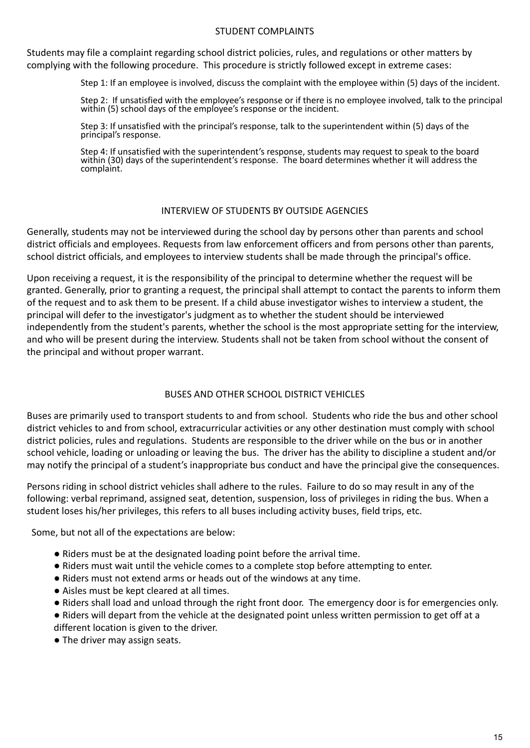## STUDENT COMPLAINTS

Students may file a complaint regarding school district policies, rules, and regulations or other matters by complying with the following procedure. This procedure is strictly followed except in extreme cases:

> Step 1: If an employee is involved, discuss the complaint with the employee within (5) days of the incident.
>
> Step 2: If unsatisfied with the employee's response or if there is no employee involved, talk to the principal within (5) school days of the employee's response or the incident.
>
> Step 3: If unsatisfied with the principal's response, talk to the superintendent within (5) days of the principal's response.
>
> Step 4: If unsatisfied with the superintendent's response, students may request to speak to the board within (30) days of the superintendent's response. The board determines whether it will address the complaint.

## INTERVIEW OF STUDENTS BY OUTSIDE AGENCIES

Generally, students may not be interviewed during the school day by persons other than parents and school district officials and employees. Requests from law enforcement officers and from persons other than parents, school district officials, and employees to interview students shall be made through the principal's office.

Upon receiving a request, it is the responsibility of the principal to determine whether the request will be granted. Generally, prior to granting a request, the principal shall attempt to contact the parents to inform them of the request and to ask them to be present. If a child abuse investigator wishes to interview a student, the principal will defer to the investigator's judgment as to whether the student should be interviewed independently from the student's parents, whether the school is the most appropriate setting for the interview, and who will be present during the interview. Students shall not be taken from school without the consent of the principal and without proper warrant.

## BUSES AND OTHER SCHOOL DISTRICT VEHICLES

Buses are primarily used to transport students to and from school. Students who ride the bus and other school district vehicles to and from school, extracurricular activities or any other destination must comply with school district policies, rules and regulations. Students are responsible to the driver while on the bus or in another school vehicle, loading or unloading or leaving the bus. The driver has the ability to discipline a student and/or may notify the principal of a student's inappropriate bus conduct and have the principal give the consequences.

Persons riding in school district vehicles shall adhere to the rules. Failure to do so may result in any of the following: verbal reprimand, assigned seat, detention, suspension, loss of privileges in riding the bus. When a student loses his/her privileges, this refers to all buses including activity buses, field trips, etc.

Some, but not all of the expectations are below:

- Riders must be at the designated loading point before the arrival time.
- Riders must wait until the vehicle comes to a complete stop before attempting to enter.
- Riders must not extend arms or heads out of the windows at any time.
- Aisles must be kept cleared at all times.
- Riders shall load and unload through the right front door. The emergency door is for emergencies only.
- Riders will depart from the vehicle at the designated point unless written permission to get off at a different location is given to the driver.
- The driver may assign seats.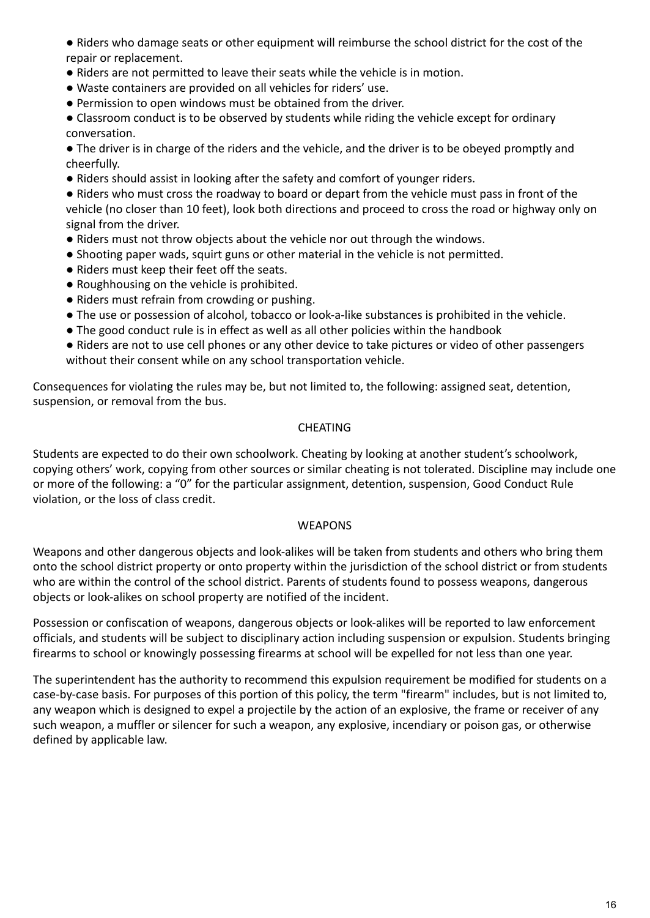- Riders who damage seats or other equipment will reimburse the school district for the cost of the repair or replacement.
- Riders are not permitted to leave their seats while the vehicle is in motion.
- Waste containers are provided on all vehicles for riders' use.
- Permission to open windows must be obtained from the driver.
- Classroom conduct is to be observed by students while riding the vehicle except for ordinary conversation.
- The driver is in charge of the riders and the vehicle, and the driver is to be obeyed promptly and cheerfully.
- Riders should assist in looking after the safety and comfort of younger riders.
- Riders who must cross the roadway to board or depart from the vehicle must pass in front of the vehicle (no closer than 10 feet), look both directions and proceed to cross the road or highway only on signal from the driver.
- Riders must not throw objects about the vehicle nor out through the windows.
- Shooting paper wads, squirt guns or other material in the vehicle is not permitted.
- Riders must keep their feet off the seats.
- Roughhousing on the vehicle is prohibited.
- Riders must refrain from crowding or pushing.
- The use or possession of alcohol, tobacco or look-a-like substances is prohibited in the vehicle.
- The good conduct rule is in effect as well as all other policies within the handbook
- Riders are not to use cell phones or any other device to take pictures or video of other passengers without their consent while on any school transportation vehicle.

Consequences for violating the rules may be, but not limited to, the following: assigned seat, detention, suspension, or removal from the bus.

## CHEATING

Students are expected to do their own schoolwork. Cheating by looking at another student's schoolwork, copying others' work, copying from other sources or similar cheating is not tolerated. Discipline may include one or more of the following: a "0" for the particular assignment, detention, suspension, Good Conduct Rule violation, or the loss of class credit.

## WEAPONS

Weapons and other dangerous objects and look-alikes will be taken from students and others who bring them onto the school district property or onto property within the jurisdiction of the school district or from students who are within the control of the school district. Parents of students found to possess weapons, dangerous objects or look-alikes on school property are notified of the incident.

Possession or confiscation of weapons, dangerous objects or look-alikes will be reported to law enforcement officials, and students will be subject to disciplinary action including suspension or expulsion. Students bringing firearms to school or knowingly possessing firearms at school will be expelled for not less than one year.

The superintendent has the authority to recommend this expulsion requirement be modified for students on a case-by-case basis. For purposes of this portion of this policy, the term "firearm" includes, but is not limited to, any weapon which is designed to expel a projectile by the action of an explosive, the frame or receiver of any such weapon, a muffler or silencer for such a weapon, any explosive, incendiary or poison gas, or otherwise defined by applicable law.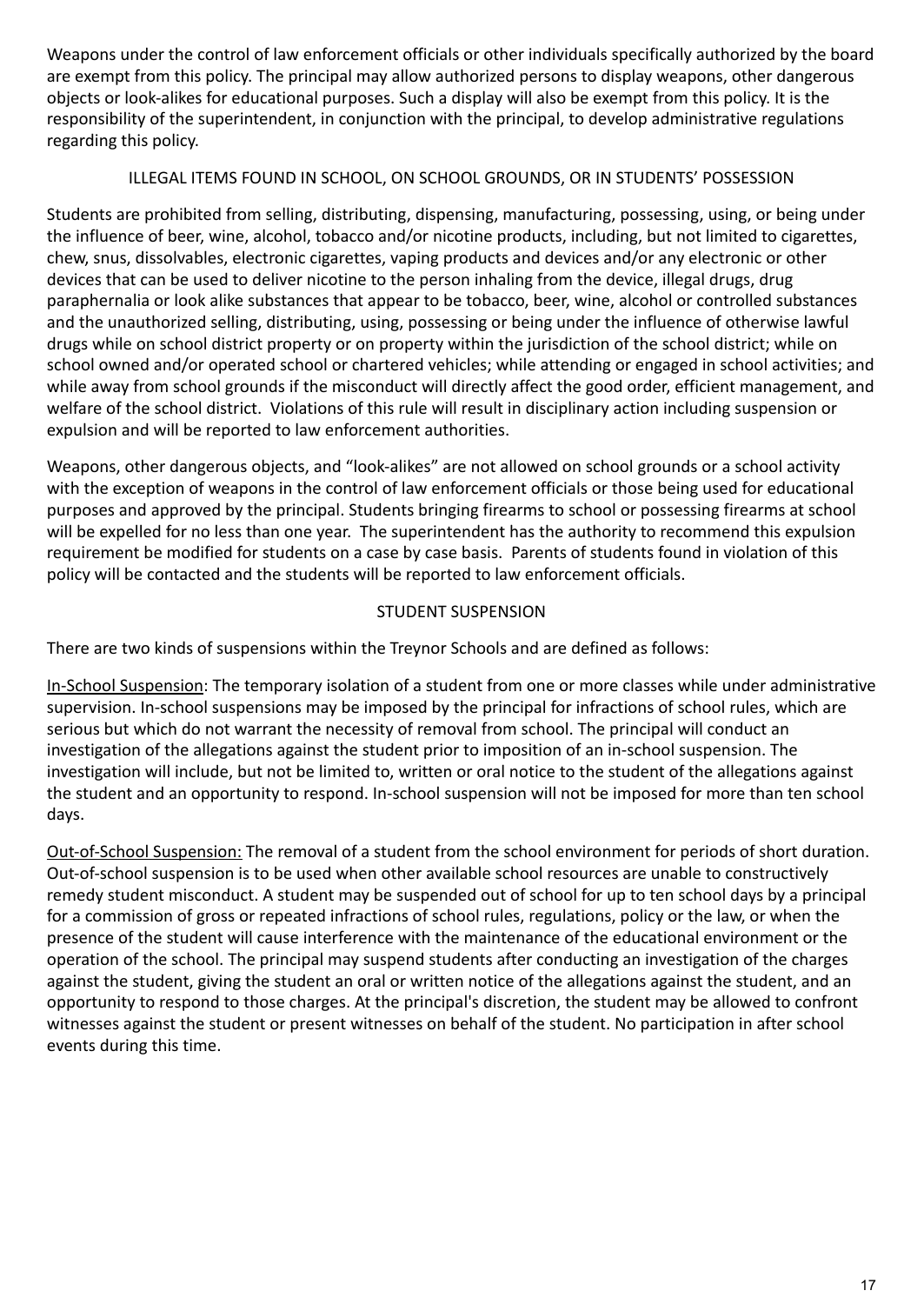Weapons under the control of law enforcement officials or other individuals specifically authorized by the board are exempt from this policy. The principal may allow authorized persons to display weapons, other dangerous objects or look-alikes for educational purposes. Such a display will also be exempt from this policy. It is the responsibility of the superintendent, in conjunction with the principal, to develop administrative regulations regarding this policy.

## ILLEGAL ITEMS FOUND IN SCHOOL, ON SCHOOL GROUNDS, OR IN STUDENTS' POSSESSION

Students are prohibited from selling, distributing, dispensing, manufacturing, possessing, using, or being under the influence of beer, wine, alcohol, tobacco and/or nicotine products, including, but not limited to cigarettes, chew, snus, dissolvables, electronic cigarettes, vaping products and devices and/or any electronic or other devices that can be used to deliver nicotine to the person inhaling from the device, illegal drugs, drug paraphernalia or look alike substances that appear to be tobacco, beer, wine, alcohol or controlled substances and the unauthorized selling, distributing, using, possessing or being under the influence of otherwise lawful drugs while on school district property or on property within the jurisdiction of the school district; while on school owned and/or operated school or chartered vehicles; while attending or engaged in school activities; and while away from school grounds if the misconduct will directly affect the good order, efficient management, and welfare of the school district. Violations of this rule will result in disciplinary action including suspension or expulsion and will be reported to law enforcement authorities.

Weapons, other dangerous objects, and "look-alikes" are not allowed on school grounds or a school activity with the exception of weapons in the control of law enforcement officials or those being used for educational purposes and approved by the principal. Students bringing firearms to school or possessing firearms at school will be expelled for no less than one year. The superintendent has the authority to recommend this expulsion requirement be modified for students on a case by case basis. Parents of students found in violation of this policy will be contacted and the students will be reported to law enforcement officials.

## STUDENT SUSPENSION

There are two kinds of suspensions within the Treynor Schools and are defined as follows:

<u>In-School Suspension</u>: The temporary isolation of a student from one or more classes while under administrative supervision. In-school suspensions may be imposed by the principal for infractions of school rules, which are serious but which do not warrant the necessity of removal from school. The principal will conduct an investigation of the allegations against the student prior to imposition of an in-school suspension. The investigation will include, but not be limited to, written or oral notice to the student of the allegations against the student and an opportunity to respond. In-school suspension will not be imposed for more than ten school days.

<u>Out-of-School Suspension:</u> The removal of a student from the school environment for periods of short duration. Out-of-school suspension is to be used when other available school resources are unable to constructively remedy student misconduct. A student may be suspended out of school for up to ten school days by a principal for a commission of gross or repeated infractions of school rules, regulations, policy or the law, or when the presence of the student will cause interference with the maintenance of the educational environment or the operation of the school. The principal may suspend students after conducting an investigation of the charges against the student, giving the student an oral or written notice of the allegations against the student, and an opportunity to respond to those charges. At the principal's discretion, the student may be allowed to confront witnesses against the student or present witnesses on behalf of the student. No participation in after school events during this time.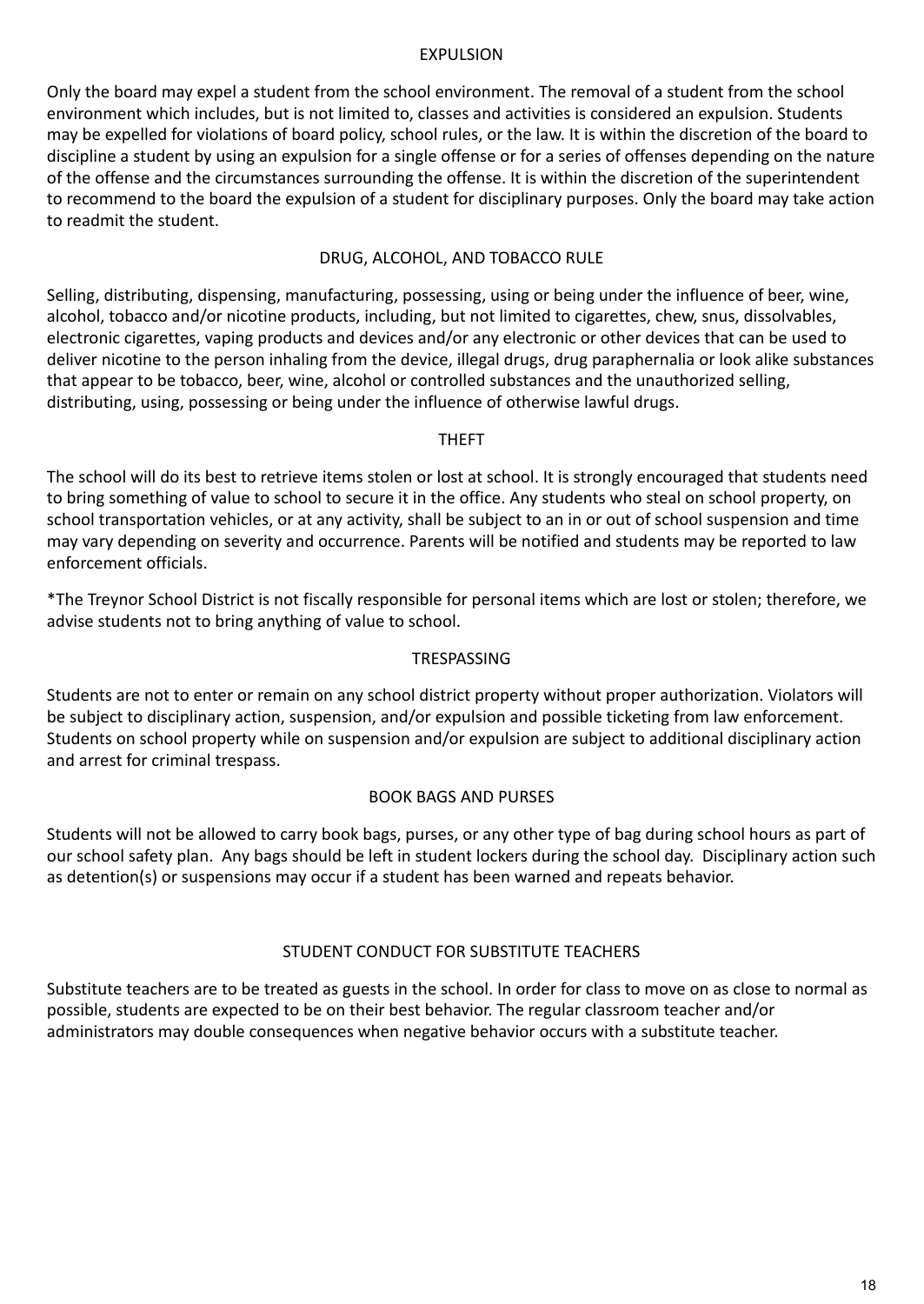## EXPULSION

Only the board may expel a student from the school environment. The removal of a student from the school environment which includes, but is not limited to, classes and activities is considered an expulsion. Students may be expelled for violations of board policy, school rules, or the law. It is within the discretion of the board to discipline a student by using an expulsion for a single offense or for a series of offenses depending on the nature of the offense and the circumstances surrounding the offense. It is within the discretion of the superintendent to recommend to the board the expulsion of a student for disciplinary purposes. Only the board may take action to readmit the student.

## DRUG, ALCOHOL, AND TOBACCO RULE

Selling, distributing, dispensing, manufacturing, possessing, using or being under the influence of beer, wine, alcohol, tobacco and/or nicotine products, including, but not limited to cigarettes, chew, snus, dissolvables, electronic cigarettes, vaping products and devices and/or any electronic or other devices that can be used to deliver nicotine to the person inhaling from the device, illegal drugs, drug paraphernalia or look alike substances that appear to be tobacco, beer, wine, alcohol or controlled substances and the unauthorized selling, distributing, using, possessing or being under the influence of otherwise lawful drugs.

## THEFT

The school will do its best to retrieve items stolen or lost at school. It is strongly encouraged that students need to bring something of value to school to secure it in the office. Any students who steal on school property, on school transportation vehicles, or at any activity, shall be subject to an in or out of school suspension and time may vary depending on severity and occurrence. Parents will be notified and students may be reported to law enforcement officials.

*The Treynor School District is not fiscally responsible for personal items which are lost or stolen; therefore, we advise students not to bring anything of value to school.

## TRESPASSING

Students are not to enter or remain on any school district property without proper authorization. Violators will be subject to disciplinary action, suspension, and/or expulsion and possible ticketing from law enforcement. Students on school property while on suspension and/or expulsion are subject to additional disciplinary action and arrest for criminal trespass.

## BOOK BAGS AND PURSES

Students will not be allowed to carry book bags, purses, or any other type of bag during school hours as part of our school safety plan. Any bags should be left in student lockers during the school day. Disciplinary action such as detention(s) or suspensions may occur if a student has been warned and repeats behavior.

## STUDENT CONDUCT FOR SUBSTITUTE TEACHERS

Substitute teachers are to be treated as guests in the school. In order for class to move on as close to normal as possible, students are expected to be on their best behavior. The regular classroom teacher and/or administrators may double consequences when negative behavior occurs with a substitute teacher.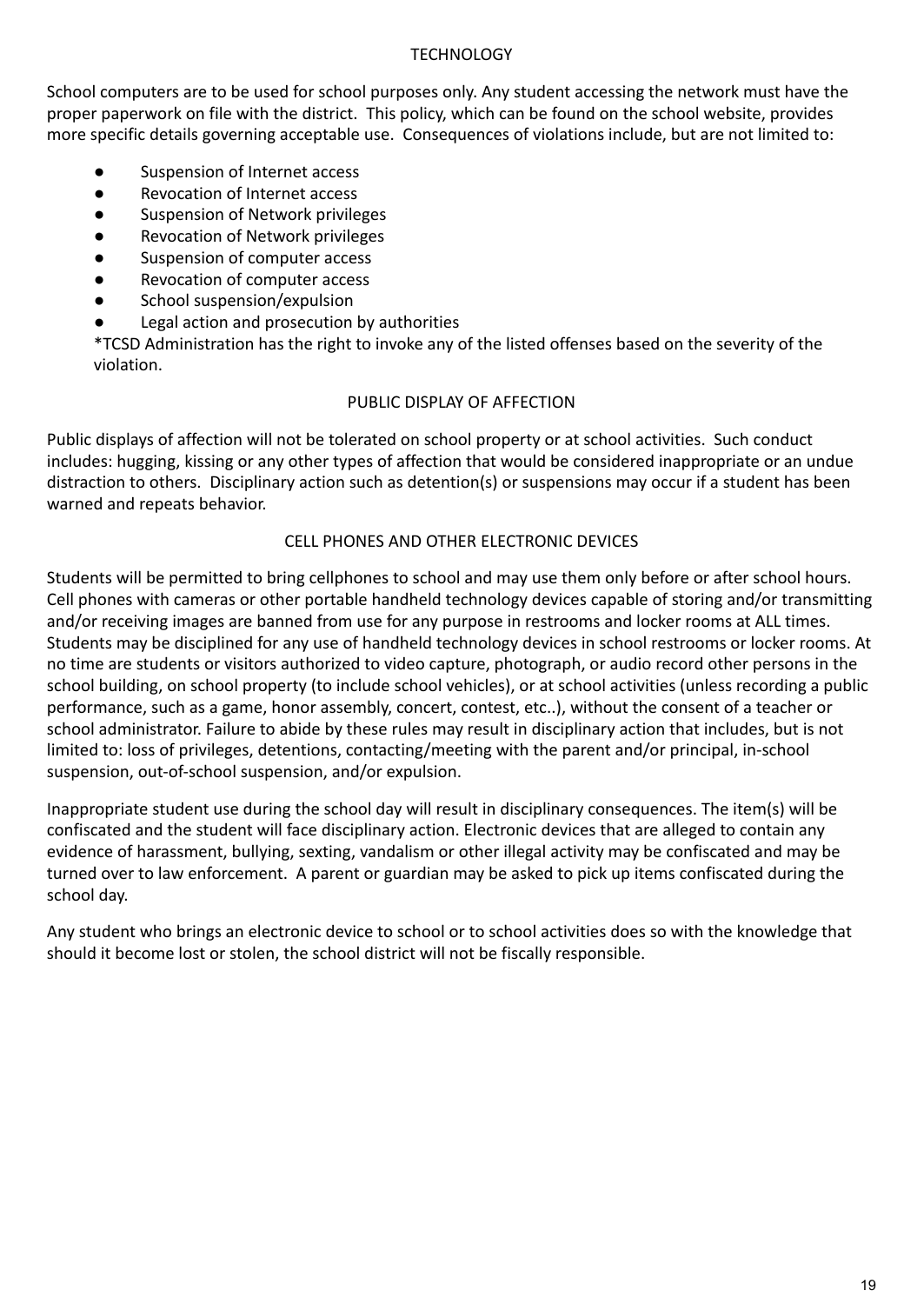## TECHNOLOGY

School computers are to be used for school purposes only. Any student accessing the network must have the proper paperwork on file with the district. This policy, which can be found on the school website, provides more specific details governing acceptable use. Consequences of violations include, but are not limited to:

- Suspension of Internet access
- Revocation of Internet access
- Suspension of Network privileges
- Revocation of Network privileges
- Suspension of computer access
- Revocation of computer access
- School suspension/expulsion
- Legal action and prosecution by authorities

*TCSD Administration has the right to invoke any of the listed offenses based on the severity of the violation.

## PUBLIC DISPLAY OF AFFECTION

Public displays of affection will not be tolerated on school property or at school activities. Such conduct includes: hugging, kissing or any other types of affection that would be considered inappropriate or an undue distraction to others. Disciplinary action such as detention(s) or suspensions may occur if a student has been warned and repeats behavior.

## CELL PHONES AND OTHER ELECTRONIC DEVICES

Students will be permitted to bring cellphones to school and may use them only before or after school hours. Cell phones with cameras or other portable handheld technology devices capable of storing and/or transmitting and/or receiving images are banned from use for any purpose in restrooms and locker rooms at ALL times. Students may be disciplined for any use of handheld technology devices in school restrooms or locker rooms. At no time are students or visitors authorized to video capture, photograph, or audio record other persons in the school building, on school property (to include school vehicles), or at school activities (unless recording a public performance, such as a game, honor assembly, concert, contest, etc..), without the consent of a teacher or school administrator. Failure to abide by these rules may result in disciplinary action that includes, but is not limited to: loss of privileges, detentions, contacting/meeting with the parent and/or principal, in-school suspension, out-of-school suspension, and/or expulsion.

Inappropriate student use during the school day will result in disciplinary consequences. The item(s) will be confiscated and the student will face disciplinary action. Electronic devices that are alleged to contain any evidence of harassment, bullying, sexting, vandalism or other illegal activity may be confiscated and may be turned over to law enforcement. A parent or guardian may be asked to pick up items confiscated during the school day.

Any student who brings an electronic device to school or to school activities does so with the knowledge that should it become lost or stolen, the school district will not be fiscally responsible.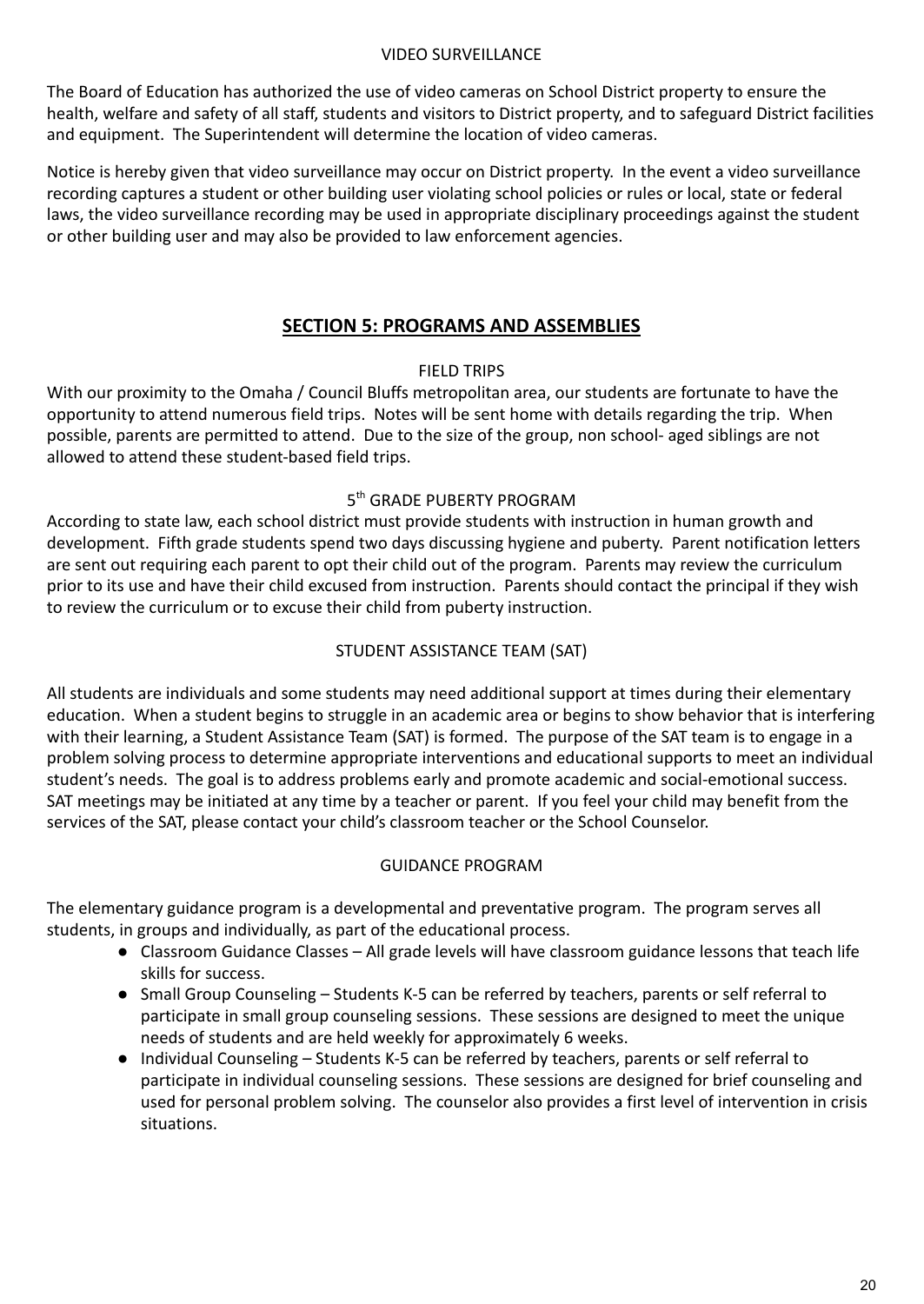### VIDEO SURVEILLANCE

The Board of Education has authorized the use of video cameras on School District property to ensure the health, welfare and safety of all staff, students and visitors to District property, and to safeguard District facilities and equipment. The Superintendent will determine the location of video cameras.

Notice is hereby given that video surveillance may occur on District property. In the event a video surveillance recording captures a student or other building user violating school policies or rules or local, state or federal laws, the video surveillance recording may be used in appropriate disciplinary proceedings against the student or other building user and may also be provided to law enforcement agencies.

## SECTION 5: PROGRAMS AND ASSEMBLIES

### FIELD TRIPS

With our proximity to the Omaha / Council Bluffs metropolitan area, our students are fortunate to have the opportunity to attend numerous field trips. Notes will be sent home with details regarding the trip. When possible, parents are permitted to attend. Due to the size of the group, non school- aged siblings are not allowed to attend these student-based field trips.

### 5th GRADE PUBERTY PROGRAM

According to state law, each school district must provide students with instruction in human growth and development. Fifth grade students spend two days discussing hygiene and puberty. Parent notification letters are sent out requiring each parent to opt their child out of the program. Parents may review the curriculum prior to its use and have their child excused from instruction. Parents should contact the principal if they wish to review the curriculum or to excuse their child from puberty instruction.

### STUDENT ASSISTANCE TEAM (SAT)

All students are individuals and some students may need additional support at times during their elementary education. When a student begins to struggle in an academic area or begins to show behavior that is interfering with their learning, a Student Assistance Team (SAT) is formed. The purpose of the SAT team is to engage in a problem solving process to determine appropriate interventions and educational supports to meet an individual student's needs. The goal is to address problems early and promote academic and social-emotional success. SAT meetings may be initiated at any time by a teacher or parent. If you feel your child may benefit from the services of the SAT, please contact your child's classroom teacher or the School Counselor.

### GUIDANCE PROGRAM

The elementary guidance program is a developmental and preventative program. The program serves all students, in groups and individually, as part of the educational process.

- Classroom Guidance Classes – All grade levels will have classroom guidance lessons that teach life skills for success.
- Small Group Counseling – Students K-5 can be referred by teachers, parents or self referral to participate in small group counseling sessions. These sessions are designed to meet the unique needs of students and are held weekly for approximately 6 weeks.
- Individual Counseling – Students K-5 can be referred by teachers, parents or self referral to participate in individual counseling sessions. These sessions are designed for brief counseling and used for personal problem solving. The counselor also provides a first level of intervention in crisis situations.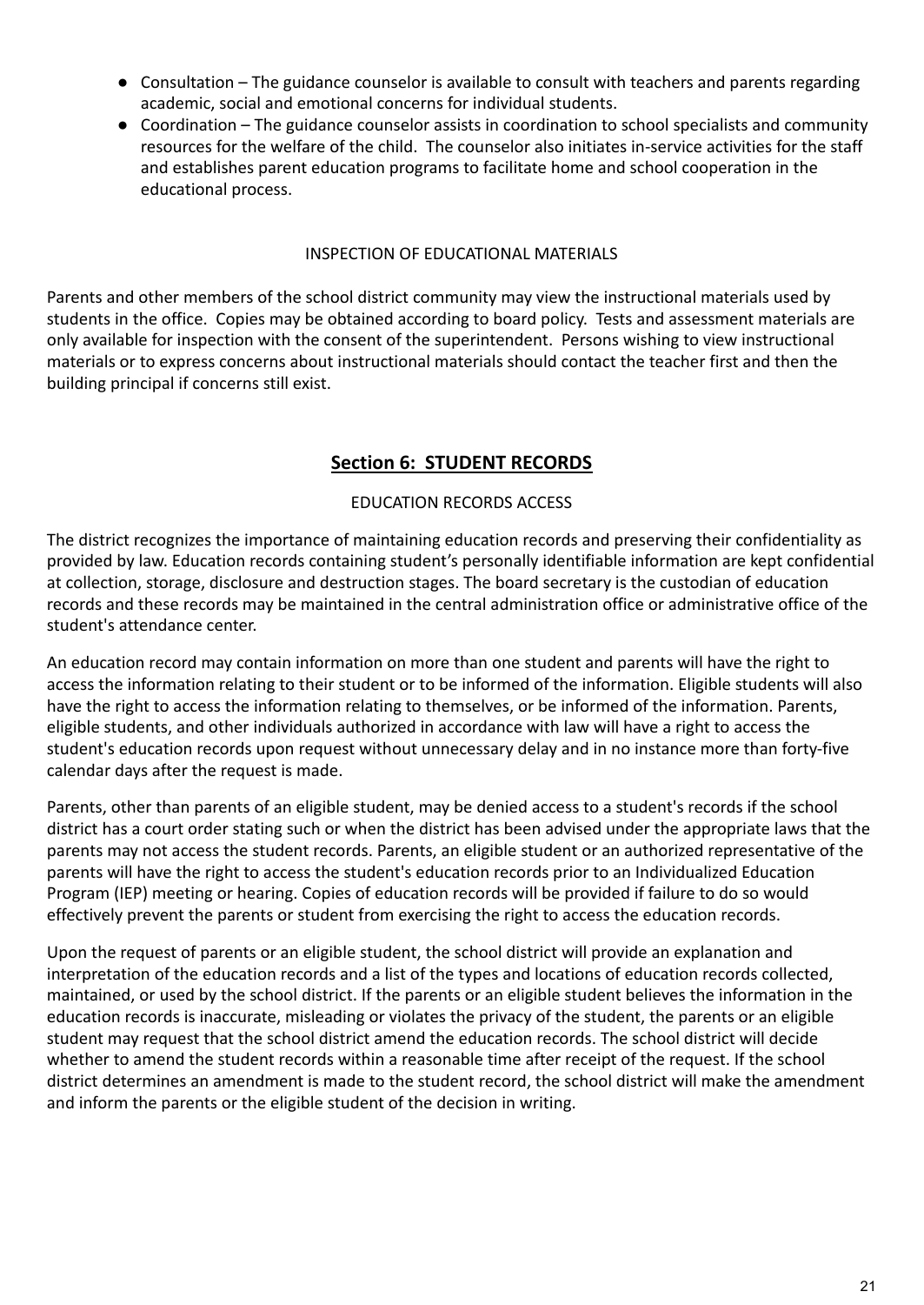- Consultation – The guidance counselor is available to consult with teachers and parents regarding academic, social and emotional concerns for individual students.
- Coordination – The guidance counselor assists in coordination to school specialists and community resources for the welfare of the child. The counselor also initiates in-service activities for the staff and establishes parent education programs to facilitate home and school cooperation in the educational process.

### INSPECTION OF EDUCATIONAL MATERIALS

Parents and other members of the school district community may view the instructional materials used by students in the office. Copies may be obtained according to board policy. Tests and assessment materials are only available for inspection with the consent of the superintendent. Persons wishing to view instructional materials or to express concerns about instructional materials should contact the teacher first and then the building principal if concerns still exist.

## Section 6: STUDENT RECORDS

### EDUCATION RECORDS ACCESS

The district recognizes the importance of maintaining education records and preserving their confidentiality as provided by law. Education records containing student's personally identifiable information are kept confidential at collection, storage, disclosure and destruction stages. The board secretary is the custodian of education records and these records may be maintained in the central administration office or administrative office of the student's attendance center.

An education record may contain information on more than one student and parents will have the right to access the information relating to their student or to be informed of the information. Eligible students will also have the right to access the information relating to themselves, or be informed of the information. Parents, eligible students, and other individuals authorized in accordance with law will have a right to access the student's education records upon request without unnecessary delay and in no instance more than forty-five calendar days after the request is made.

Parents, other than parents of an eligible student, may be denied access to a student's records if the school district has a court order stating such or when the district has been advised under the appropriate laws that the parents may not access the student records. Parents, an eligible student or an authorized representative of the parents will have the right to access the student's education records prior to an Individualized Education Program (IEP) meeting or hearing. Copies of education records will be provided if failure to do so would effectively prevent the parents or student from exercising the right to access the education records.

Upon the request of parents or an eligible student, the school district will provide an explanation and interpretation of the education records and a list of the types and locations of education records collected, maintained, or used by the school district. If the parents or an eligible student believes the information in the education records is inaccurate, misleading or violates the privacy of the student, the parents or an eligible student may request that the school district amend the education records. The school district will decide whether to amend the student records within a reasonable time after receipt of the request. If the school district determines an amendment is made to the student record, the school district will make the amendment and inform the parents or the eligible student of the decision in writing.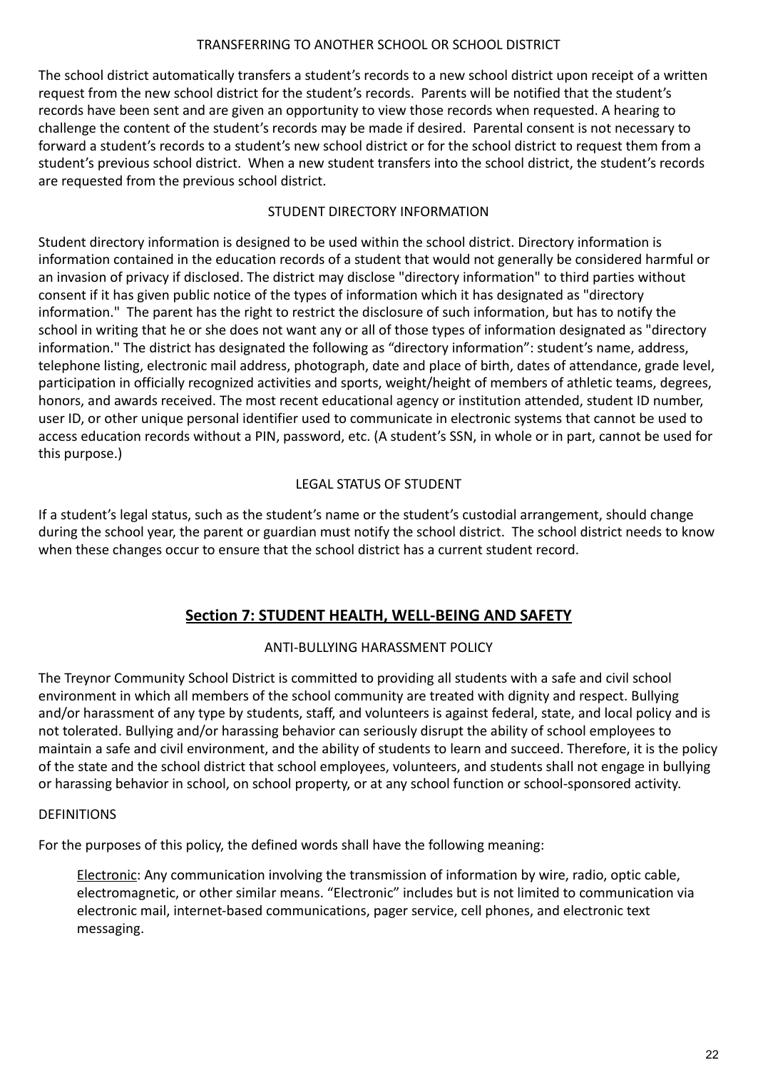### TRANSFERRING TO ANOTHER SCHOOL OR SCHOOL DISTRICT

The school district automatically transfers a student's records to a new school district upon receipt of a written request from the new school district for the student's records. Parents will be notified that the student's records have been sent and are given an opportunity to view those records when requested. A hearing to challenge the content of the student's records may be made if desired. Parental consent is not necessary to forward a student's records to a student's new school district or for the school district to request them from a student's previous school district. When a new student transfers into the school district, the student's records are requested from the previous school district.

### STUDENT DIRECTORY INFORMATION

Student directory information is designed to be used within the school district. Directory information is information contained in the education records of a student that would not generally be considered harmful or an invasion of privacy if disclosed. The district may disclose "directory information" to third parties without consent if it has given public notice of the types of information which it has designated as "directory information." The parent has the right to restrict the disclosure of such information, but has to notify the school in writing that he or she does not want any or all of those types of information designated as "directory information." The district has designated the following as "directory information": student's name, address, telephone listing, electronic mail address, photograph, date and place of birth, dates of attendance, grade level, participation in officially recognized activities and sports, weight/height of members of athletic teams, degrees, honors, and awards received. The most recent educational agency or institution attended, student ID number, user ID, or other unique personal identifier used to communicate in electronic systems that cannot be used to access education records without a PIN, password, etc. (A student's SSN, in whole or in part, cannot be used for this purpose.)

### LEGAL STATUS OF STUDENT

If a student's legal status, such as the student's name or the student's custodial arrangement, should change during the school year, the parent or guardian must notify the school district. The school district needs to know when these changes occur to ensure that the school district has a current student record.

## Section 7: STUDENT HEALTH, WELL-BEING AND SAFETY

### ANTI-BULLYING HARASSMENT POLICY

The Treynor Community School District is committed to providing all students with a safe and civil school environment in which all members of the school community are treated with dignity and respect. Bullying and/or harassment of any type by students, staff, and volunteers is against federal, state, and local policy and is not tolerated. Bullying and/or harassing behavior can seriously disrupt the ability of school employees to maintain a safe and civil environment, and the ability of students to learn and succeed. Therefore, it is the policy of the state and the school district that school employees, volunteers, and students shall not engage in bullying or harassing behavior in school, on school property, or at any school function or school-sponsored activity.

DEFINITIONS

For the purposes of this policy, the defined words shall have the following meaning:

> Electronic: Any communication involving the transmission of information by wire, radio, optic cable, electromagnetic, or other similar means. "Electronic" includes but is not limited to communication via electronic mail, internet-based communications, pager service, cell phones, and electronic text messaging.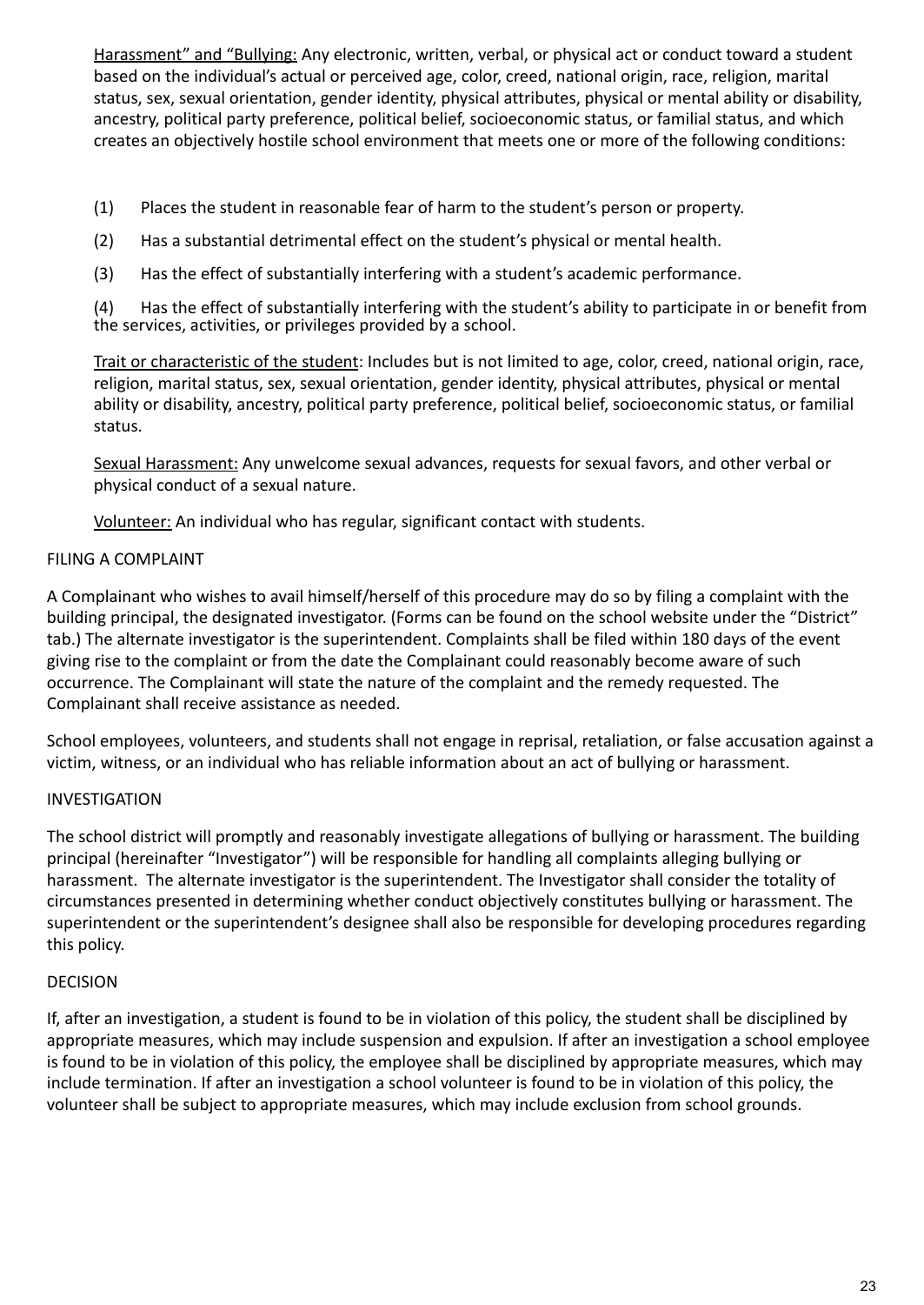Harassment" and "Bullying: Any electronic, written, verbal, or physical act or conduct toward a student based on the individual's actual or perceived age, color, creed, national origin, race, religion, marital status, sex, sexual orientation, gender identity, physical attributes, physical or mental ability or disability, ancestry, political party preference, political belief, socioeconomic status, or familial status, and which creates an objectively hostile school environment that meets one or more of the following conditions:

(1) Places the student in reasonable fear of harm to the student's person or property.

(2) Has a substantial detrimental effect on the student's physical or mental health.

(3) Has the effect of substantially interfering with a student's academic performance.

(4) Has the effect of substantially interfering with the student's ability to participate in or benefit from the services, activities, or privileges provided by a school.

Trait or characteristic of the student: Includes but is not limited to age, color, creed, national origin, race, religion, marital status, sex, sexual orientation, gender identity, physical attributes, physical or mental ability or disability, ancestry, political party preference, political belief, socioeconomic status, or familial status.

Sexual Harassment: Any unwelcome sexual advances, requests for sexual favors, and other verbal or physical conduct of a sexual nature.

Volunteer: An individual who has regular, significant contact with students.

FILING A COMPLAINT

A Complainant who wishes to avail himself/herself of this procedure may do so by filing a complaint with the building principal, the designated investigator. (Forms can be found on the school website under the "District" tab.) The alternate investigator is the superintendent. Complaints shall be filed within 180 days of the event giving rise to the complaint or from the date the Complainant could reasonably become aware of such occurrence. The Complainant will state the nature of the complaint and the remedy requested. The Complainant shall receive assistance as needed.

School employees, volunteers, and students shall not engage in reprisal, retaliation, or false accusation against a victim, witness, or an individual who has reliable information about an act of bullying or harassment.

INVESTIGATION

The school district will promptly and reasonably investigate allegations of bullying or harassment. The building principal (hereinafter "Investigator") will be responsible for handling all complaints alleging bullying or harassment. The alternate investigator is the superintendent. The Investigator shall consider the totality of circumstances presented in determining whether conduct objectively constitutes bullying or harassment. The superintendent or the superintendent's designee shall also be responsible for developing procedures regarding this policy.

DECISION

If, after an investigation, a student is found to be in violation of this policy, the student shall be disciplined by appropriate measures, which may include suspension and expulsion. If after an investigation a school employee is found to be in violation of this policy, the employee shall be disciplined by appropriate measures, which may include termination. If after an investigation a school volunteer is found to be in violation of this policy, the volunteer shall be subject to appropriate measures, which may include exclusion from school grounds.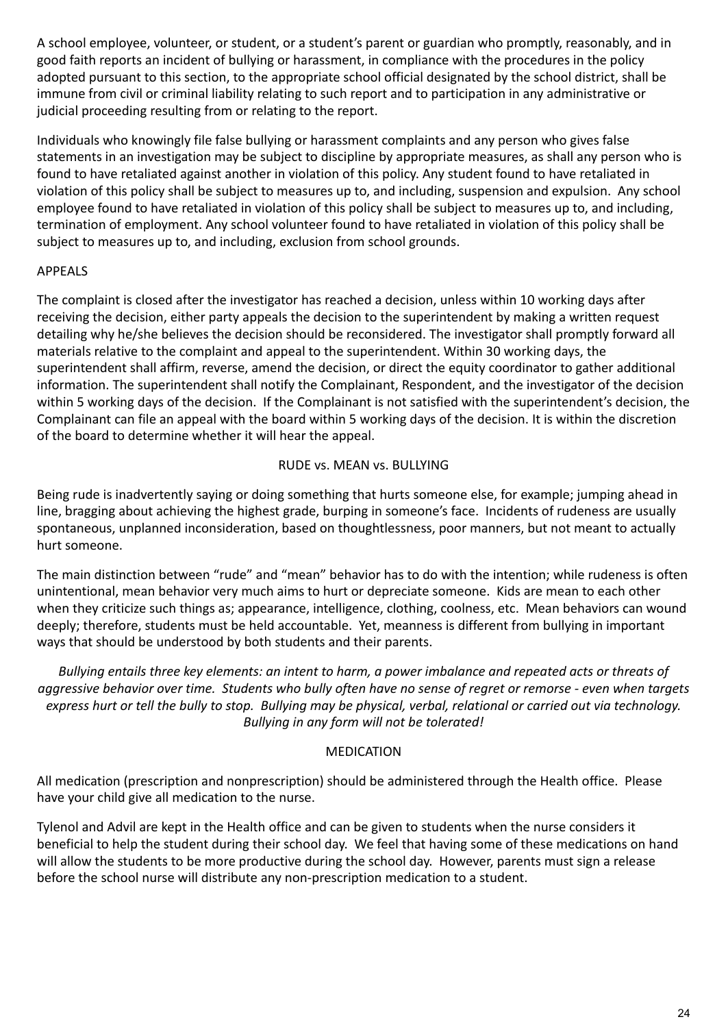A school employee, volunteer, or student, or a student's parent or guardian who promptly, reasonably, and in good faith reports an incident of bullying or harassment, in compliance with the procedures in the policy adopted pursuant to this section, to the appropriate school official designated by the school district, shall be immune from civil or criminal liability relating to such report and to participation in any administrative or judicial proceeding resulting from or relating to the report.

Individuals who knowingly file false bullying or harassment complaints and any person who gives false statements in an investigation may be subject to discipline by appropriate measures, as shall any person who is found to have retaliated against another in violation of this policy. Any student found to have retaliated in violation of this policy shall be subject to measures up to, and including, suspension and expulsion. Any school employee found to have retaliated in violation of this policy shall be subject to measures up to, and including, termination of employment. Any school volunteer found to have retaliated in violation of this policy shall be subject to measures up to, and including, exclusion from school grounds.

## APPEALS

The complaint is closed after the investigator has reached a decision, unless within 10 working days after receiving the decision, either party appeals the decision to the superintendent by making a written request detailing why he/she believes the decision should be reconsidered. The investigator shall promptly forward all materials relative to the complaint and appeal to the superintendent. Within 30 working days, the superintendent shall affirm, reverse, amend the decision, or direct the equity coordinator to gather additional information. The superintendent shall notify the Complainant, Respondent, and the investigator of the decision within 5 working days of the decision. If the Complainant is not satisfied with the superintendent's decision, the Complainant can file an appeal with the board within 5 working days of the decision. It is within the discretion of the board to determine whether it will hear the appeal.

## RUDE vs. MEAN vs. BULLYING

Being rude is inadvertently saying or doing something that hurts someone else, for example; jumping ahead in line, bragging about achieving the highest grade, burping in someone's face. Incidents of rudeness are usually spontaneous, unplanned inconsideration, based on thoughtlessness, poor manners, but not meant to actually hurt someone.

The main distinction between "rude" and "mean" behavior has to do with the intention; while rudeness is often unintentional, mean behavior very much aims to hurt or depreciate someone. Kids are mean to each other when they criticize such things as; appearance, intelligence, clothing, coolness, etc. Mean behaviors can wound deeply; therefore, students must be held accountable. Yet, meanness is different from bullying in important ways that should be understood by both students and their parents.

*Bullying entails three key elements: an intent to harm, a power imbalance and repeated acts or threats of aggressive behavior over time. Students who bully often have no sense of regret or remorse - even when targets express hurt or tell the bully to stop. Bullying may be physical, verbal, relational or carried out via technology. Bullying in any form will not be tolerated!*

## MEDICATION

All medication (prescription and nonprescription) should be administered through the Health office. Please have your child give all medication to the nurse.

Tylenol and Advil are kept in the Health office and can be given to students when the nurse considers it beneficial to help the student during their school day. We feel that having some of these medications on hand will allow the students to be more productive during the school day. However, parents must sign a release before the school nurse will distribute any non-prescription medication to a student.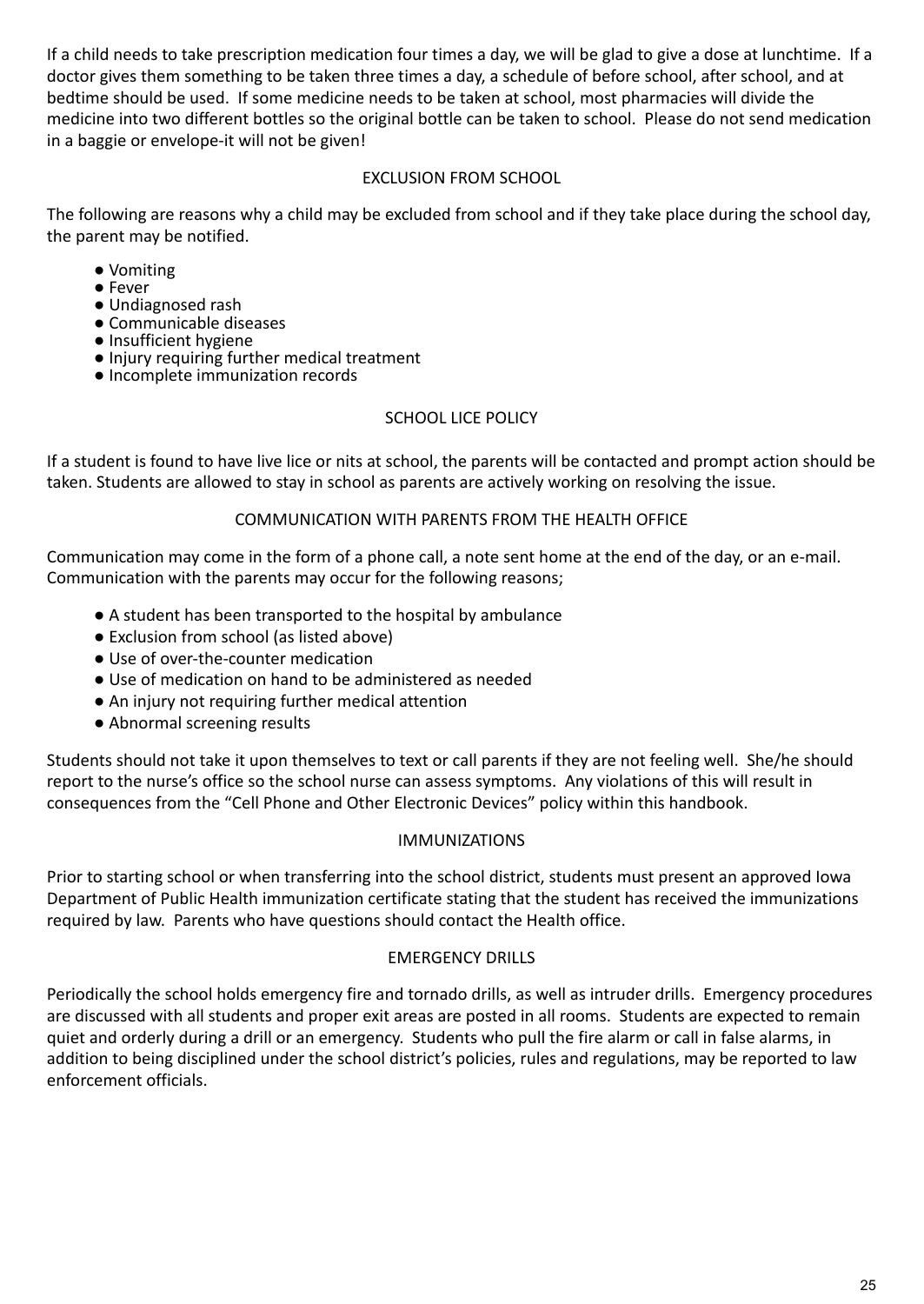If a child needs to take prescription medication four times a day, we will be glad to give a dose at lunchtime. If a doctor gives them something to be taken three times a day, a schedule of before school, after school, and at bedtime should be used. If some medicine needs to be taken at school, most pharmacies will divide the medicine into two different bottles so the original bottle can be taken to school. Please do not send medication in a baggie or envelope-it will not be given!

## EXCLUSION FROM SCHOOL

The following are reasons why a child may be excluded from school and if they take place during the school day, the parent may be notified.

- Vomiting
- Fever
- Undiagnosed rash
- Communicable diseases
- Insufficient hygiene
- Injury requiring further medical treatment
- Incomplete immunization records

## SCHOOL LICE POLICY

If a student is found to have live lice or nits at school, the parents will be contacted and prompt action should be taken. Students are allowed to stay in school as parents are actively working on resolving the issue.

## COMMUNICATION WITH PARENTS FROM THE HEALTH OFFICE

Communication may come in the form of a phone call, a note sent home at the end of the day, or an e-mail. Communication with the parents may occur for the following reasons;

- A student has been transported to the hospital by ambulance
- Exclusion from school (as listed above)
- Use of over-the-counter medication
- Use of medication on hand to be administered as needed
- An injury not requiring further medical attention
- Abnormal screening results

Students should not take it upon themselves to text or call parents if they are not feeling well. She/he should report to the nurse's office so the school nurse can assess symptoms. Any violations of this will result in consequences from the "Cell Phone and Other Electronic Devices" policy within this handbook.

## IMMUNIZATIONS

Prior to starting school or when transferring into the school district, students must present an approved Iowa Department of Public Health immunization certificate stating that the student has received the immunizations required by law. Parents who have questions should contact the Health office.

## EMERGENCY DRILLS

Periodically the school holds emergency fire and tornado drills, as well as intruder drills. Emergency procedures are discussed with all students and proper exit areas are posted in all rooms. Students are expected to remain quiet and orderly during a drill or an emergency. Students who pull the fire alarm or call in false alarms, in addition to being disciplined under the school district's policies, rules and regulations, may be reported to law enforcement officials.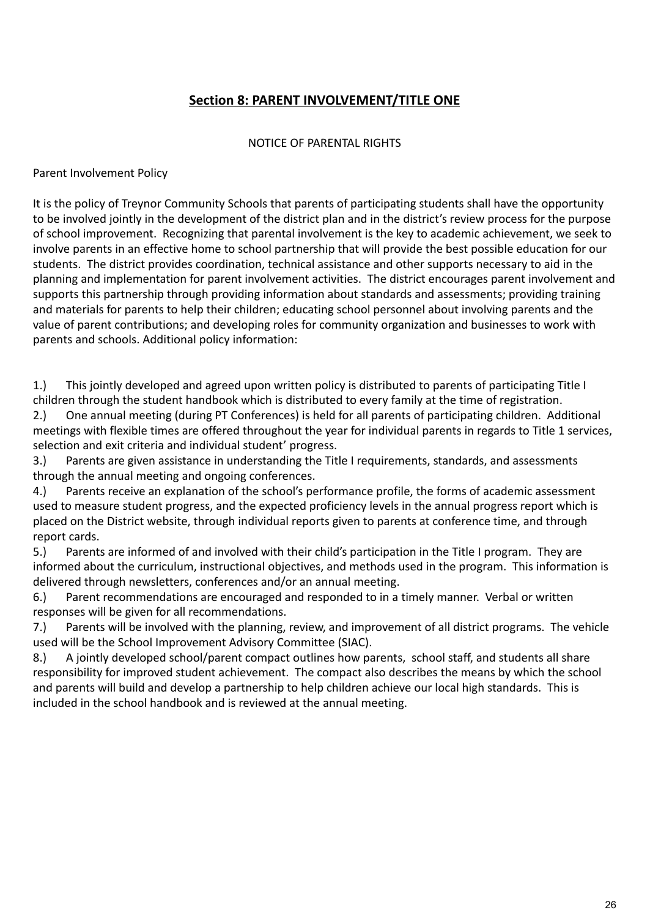## Section 8: PARENT INVOLVEMENT/TITLE ONE

NOTICE OF PARENTAL RIGHTS

Parent Involvement Policy

It is the policy of Treynor Community Schools that parents of participating students shall have the opportunity to be involved jointly in the development of the district plan and in the district's review process for the purpose of school improvement. Recognizing that parental involvement is the key to academic achievement, we seek to involve parents in an effective home to school partnership that will provide the best possible education for our students. The district provides coordination, technical assistance and other supports necessary to aid in the planning and implementation for parent involvement activities. The district encourages parent involvement and supports this partnership through providing information about standards and assessments; providing training and materials for parents to help their children; educating school personnel about involving parents and the value of parent contributions; and developing roles for community organization and businesses to work with parents and schools. Additional policy information:

1.) This jointly developed and agreed upon written policy is distributed to parents of participating Title I children through the student handbook which is distributed to every family at the time of registration.
2.) One annual meeting (during PT Conferences) is held for all parents of participating children. Additional meetings with flexible times are offered throughout the year for individual parents in regards to Title 1 services, selection and exit criteria and individual student' progress.
3.) Parents are given assistance in understanding the Title I requirements, standards, and assessments through the annual meeting and ongoing conferences.
4.) Parents receive an explanation of the school's performance profile, the forms of academic assessment used to measure student progress, and the expected proficiency levels in the annual progress report which is placed on the District website, through individual reports given to parents at conference time, and through report cards.
5.) Parents are informed of and involved with their child's participation in the Title I program. They are informed about the curriculum, instructional objectives, and methods used in the program. This information is delivered through newsletters, conferences and/or an annual meeting.
6.) Parent recommendations are encouraged and responded to in a timely manner. Verbal or written responses will be given for all recommendations.
7.) Parents will be involved with the planning, review, and improvement of all district programs. The vehicle used will be the School Improvement Advisory Committee (SIAC).
8.) A jointly developed school/parent compact outlines how parents, school staff, and students all share responsibility for improved student achievement. The compact also describes the means by which the school and parents will build and develop a partnership to help children achieve our local high standards. This is included in the school handbook and is reviewed at the annual meeting.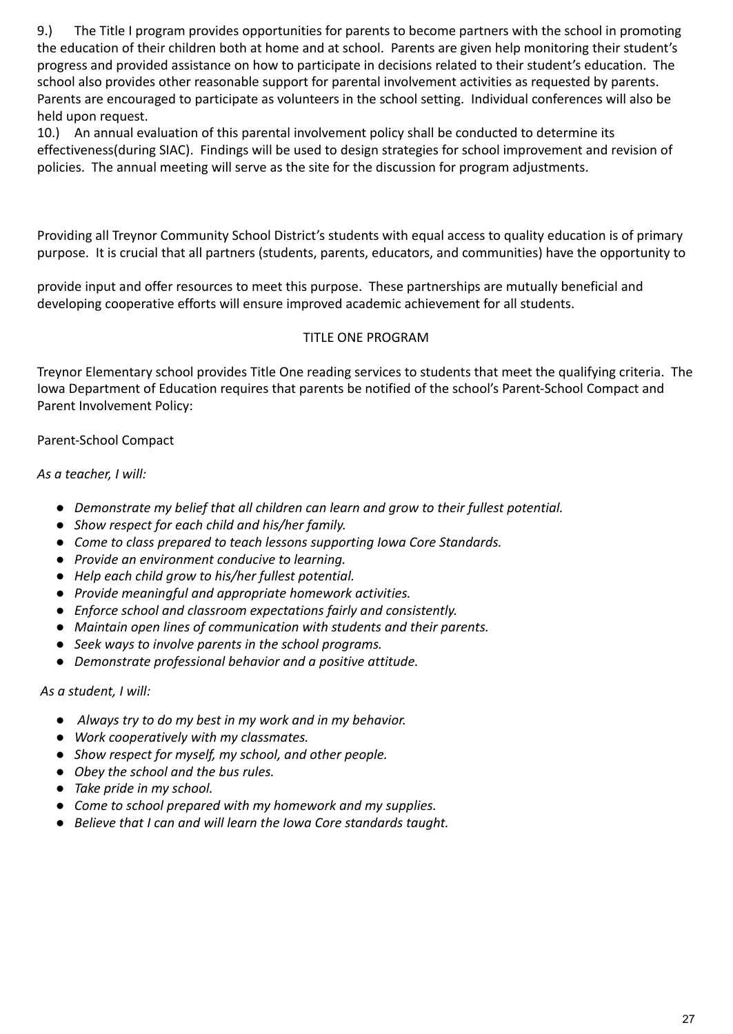9.) The Title I program provides opportunities for parents to become partners with the school in promoting the education of their children both at home and at school. Parents are given help monitoring their student's progress and provided assistance on how to participate in decisions related to their student's education. The school also provides other reasonable support for parental involvement activities as requested by parents. Parents are encouraged to participate as volunteers in the school setting. Individual conferences will also be held upon request.

10.) An annual evaluation of this parental involvement policy shall be conducted to determine its effectiveness(during SIAC). Findings will be used to design strategies for school improvement and revision of policies. The annual meeting will serve as the site for the discussion for program adjustments.

Providing all Treynor Community School District's students with equal access to quality education is of primary purpose. It is crucial that all partners (students, parents, educators, and communities) have the opportunity to provide input and offer resources to meet this purpose. These partnerships are mutually beneficial and developing cooperative efforts will ensure improved academic achievement for all students.

TITLE ONE PROGRAM

Treynor Elementary school provides Title One reading services to students that meet the qualifying criteria. The Iowa Department of Education requires that parents be notified of the school's Parent-School Compact and Parent Involvement Policy:

Parent-School Compact

*As a teacher, I will:*

- *Demonstrate my belief that all children can learn and grow to their fullest potential.*
- *Show respect for each child and his/her family.*
- *Come to class prepared to teach lessons supporting Iowa Core Standards.*
- *Provide an environment conducive to learning.*
- *Help each child grow to his/her fullest potential.*
- *Provide meaningful and appropriate homework activities.*
- *Enforce school and classroom expectations fairly and consistently.*
- *Maintain open lines of communication with students and their parents.*
- *Seek ways to involve parents in the school programs.*
- *Demonstrate professional behavior and a positive attitude.*

*As a student, I will:*

- *Always try to do my best in my work and in my behavior.*
- *Work cooperatively with my classmates.*
- *Show respect for myself, my school, and other people.*
- *Obey the school and the bus rules.*
- *Take pride in my school.*
- *Come to school prepared with my homework and my supplies.*
- *Believe that I can and will learn the Iowa Core standards taught.*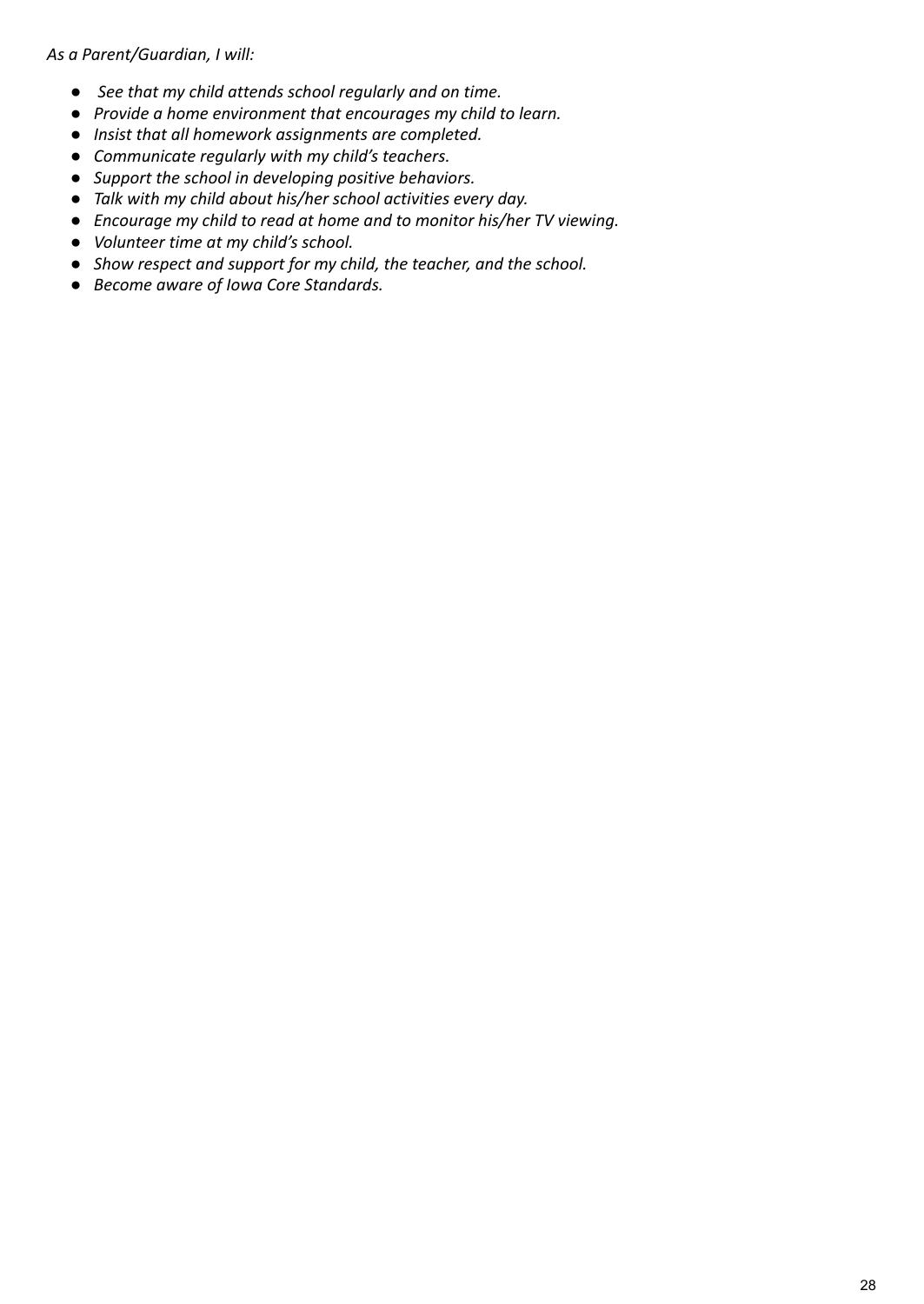*As a Parent/Guardian, I will:*

- *See that my child attends school regularly and on time.*
- *Provide a home environment that encourages my child to learn.*
- *Insist that all homework assignments are completed.*
- *Communicate regularly with my child's teachers.*
- *Support the school in developing positive behaviors.*
- *Talk with my child about his/her school activities every day.*
- *Encourage my child to read at home and to monitor his/her TV viewing.*
- *Volunteer time at my child's school.*
- *Show respect and support for my child, the teacher, and the school.*
- *Become aware of Iowa Core Standards.*